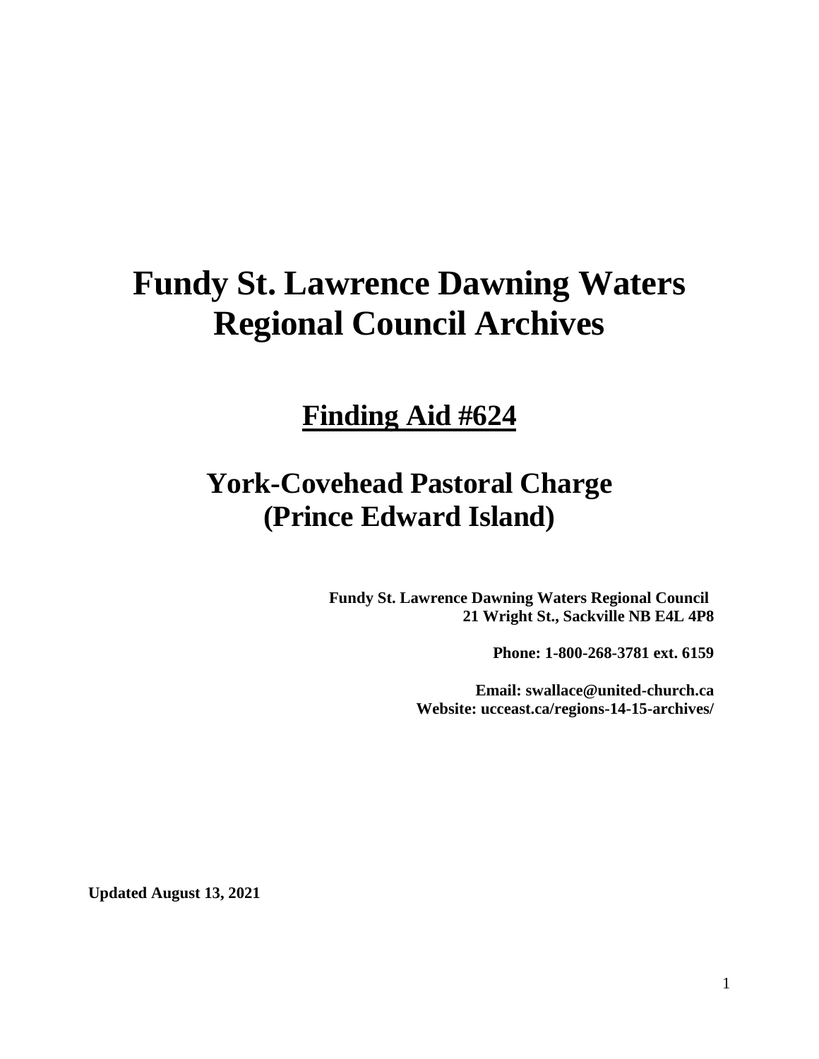# Fundy St. Lawrence Dawning Waters Regional Council Archives

## Finding Aid #624

## York-Covehead Pastoral Charge (Prince Edward Island)

**Fundy St. Lawrence Dawning Waters Regional Council**
**21 Wright St., Sackville NB E4L 4P8**

**Phone: 1-800-268-3781 ext. 6159**

**Email: swallace@united-church.ca**
**Website: ucceast.ca/regions-14-15-archives/**

**Updated August 13, 2021**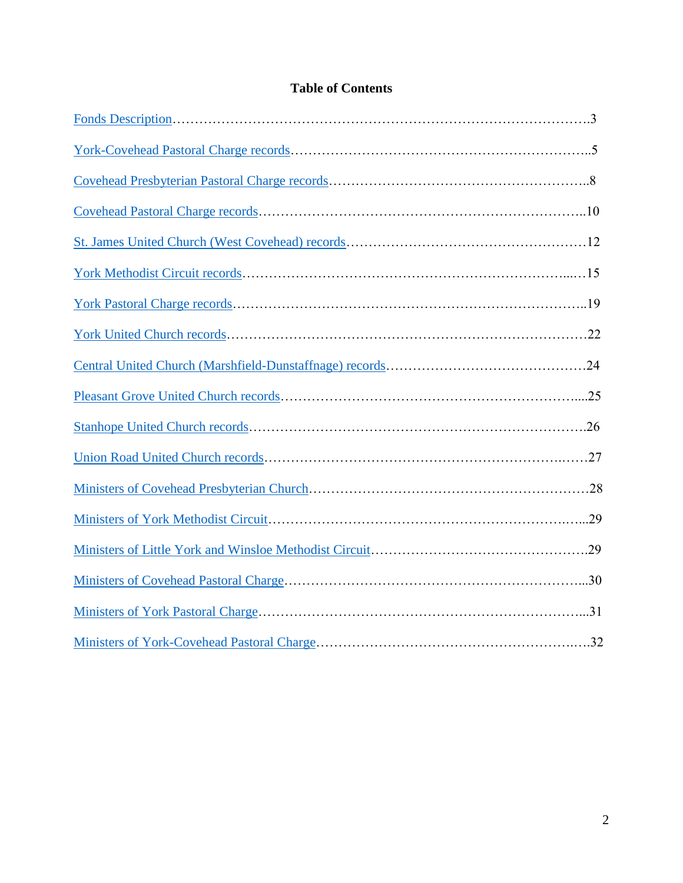## Table of Contents

Fonds Description……………………………………………………………………………………3

York-Covehead Pastoral Charge records…………………………………………………………..5

Covehead Presbyterian Pastoral Charge records…………………………………………………..8

Covehead Pastoral Charge records………………………………………………………………..10

St. James United Church (West Covehead) records………………………………………………12

York Methodist Circuit records…………………………………………………………….....…15

York Pastoral Charge records……………………………………………………………………..19

York United Church records………………………………………………………………………22

Central United Church (Marshfield-Dunstaffnage) records………………………………………24

Pleasant Grove United Church records…………………………………………………………...25

Stanhope United Church records………………………………………………………………….26

Union Road United Church records……………………………………………………….……27

Ministers of Covehead Presbyterian Church………………………………………………………28

Ministers of York Methodist Circuit……………………………………………………….…...29

Ministers of Little York and Winsloe Methodist Circuit…………………………………………29

Ministers of Covehead Pastoral Charge…………………………………………………………...30

Ministers of York Pastoral Charge………………………………………………………………...31

Ministers of York-Covehead Pastoral Charge…………………………………………………….32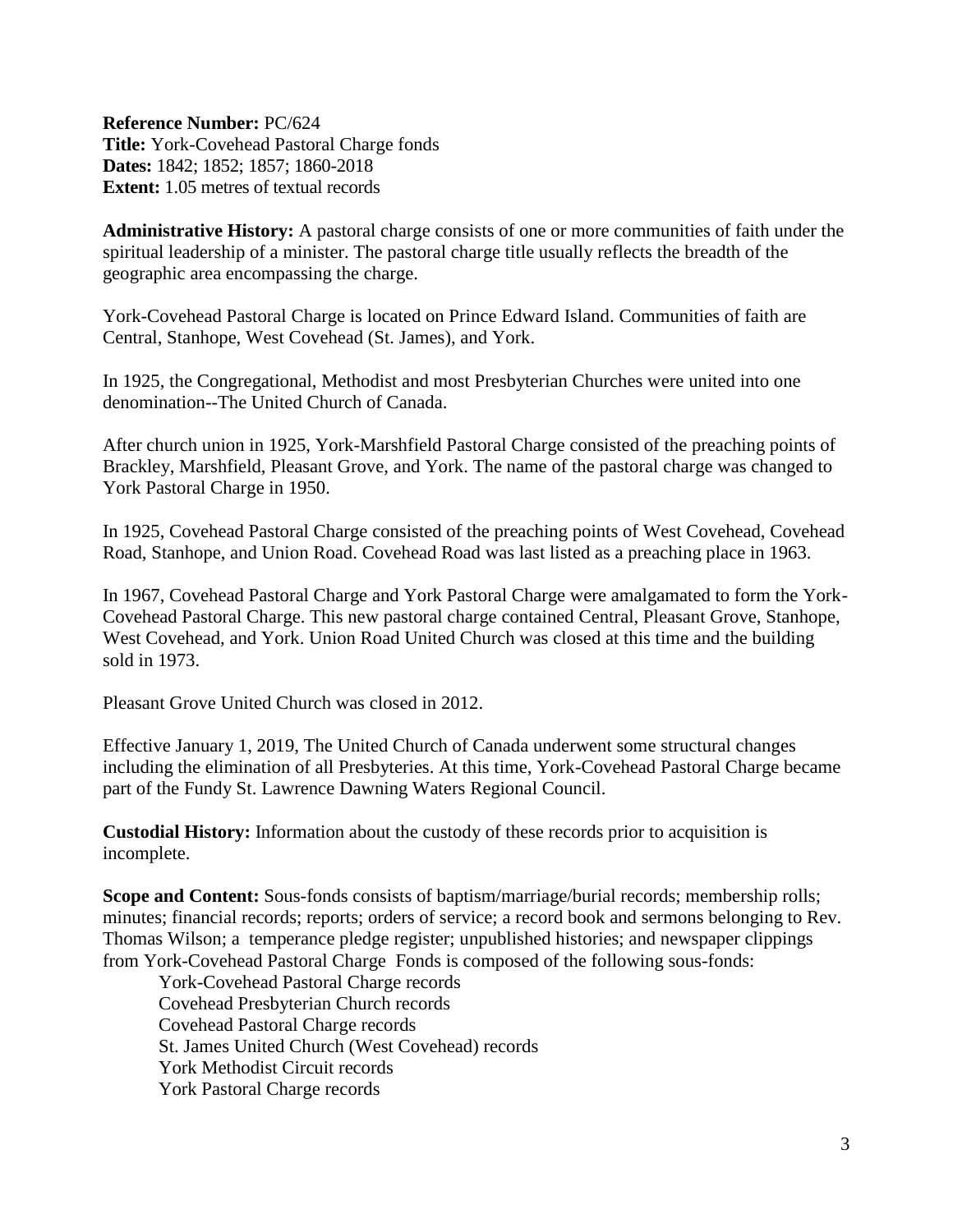**Reference Number:** PC/624
**Title:** York-Covehead Pastoral Charge fonds
**Dates:** 1842; 1852; 1857; 1860-2018
**Extent:** 1.05 metres of textual records

**Administrative History:** A pastoral charge consists of one or more communities of faith under the spiritual leadership of a minister. The pastoral charge title usually reflects the breadth of the geographic area encompassing the charge.

York-Covehead Pastoral Charge is located on Prince Edward Island. Communities of faith are Central, Stanhope, West Covehead (St. James), and York.

In 1925, the Congregational, Methodist and most Presbyterian Churches were united into one denomination--The United Church of Canada.

After church union in 1925, York-Marshfield Pastoral Charge consisted of the preaching points of Brackley, Marshfield, Pleasant Grove, and York. The name of the pastoral charge was changed to York Pastoral Charge in 1950.

In 1925, Covehead Pastoral Charge consisted of the preaching points of West Covehead, Covehead Road, Stanhope, and Union Road. Covehead Road was last listed as a preaching place in 1963.

In 1967, Covehead Pastoral Charge and York Pastoral Charge were amalgamated to form the York-Covehead Pastoral Charge. This new pastoral charge contained Central, Pleasant Grove, Stanhope, West Covehead, and York. Union Road United Church was closed at this time and the building sold in 1973.

Pleasant Grove United Church was closed in 2012.

Effective January 1, 2019, The United Church of Canada underwent some structural changes including the elimination of all Presbyteries. At this time, York-Covehead Pastoral Charge became part of the Fundy St. Lawrence Dawning Waters Regional Council.

**Custodial History:** Information about the custody of these records prior to acquisition is incomplete.

**Scope and Content:** Sous-fonds consists of baptism/marriage/burial records; membership rolls; minutes; financial records; reports; orders of service; a record book and sermons belonging to Rev. Thomas Wilson; a temperance pledge register; unpublished histories; and newspaper clippings from York-Covehead Pastoral Charge Fonds is composed of the following sous-fonds:

- York-Covehead Pastoral Charge records
- Covehead Presbyterian Church records
- Covehead Pastoral Charge records
- St. James United Church (West Covehead) records
- York Methodist Circuit records
- York Pastoral Charge records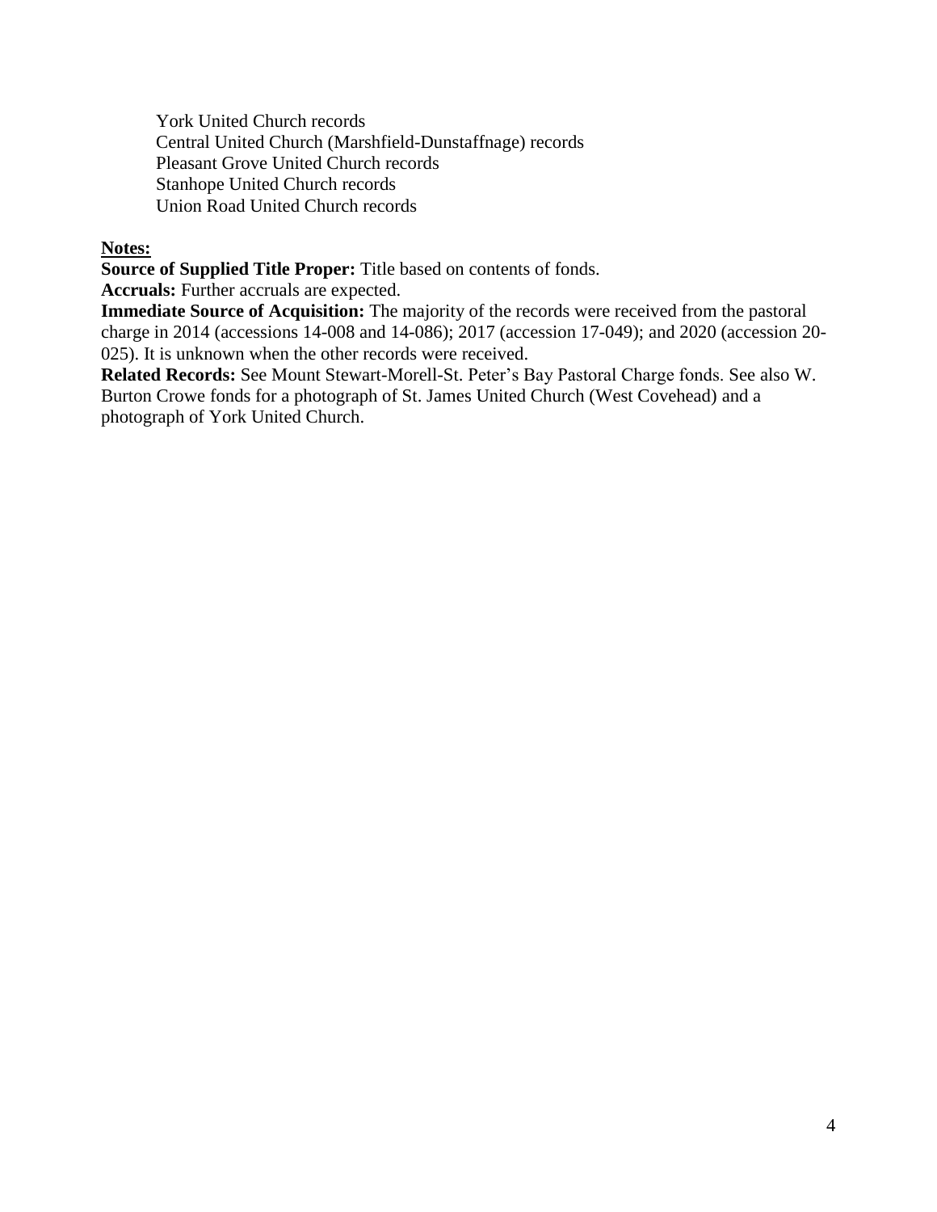York United Church records
Central United Church (Marshfield-Dunstaffnage) records
Pleasant Grove United Church records
Stanhope United Church records
Union Road United Church records

**Notes:**

**Source of Supplied Title Proper:** Title based on contents of fonds.

**Accruals:** Further accruals are expected.

**Immediate Source of Acquisition:** The majority of the records were received from the pastoral charge in 2014 (accessions 14-008 and 14-086); 2017 (accession 17-049); and 2020 (accession 20-025). It is unknown when the other records were received.

**Related Records:** See Mount Stewart-Morell-St. Peter’s Bay Pastoral Charge fonds. See also W. Burton Crowe fonds for a photograph of St. James United Church (West Covehead) and a photograph of York United Church.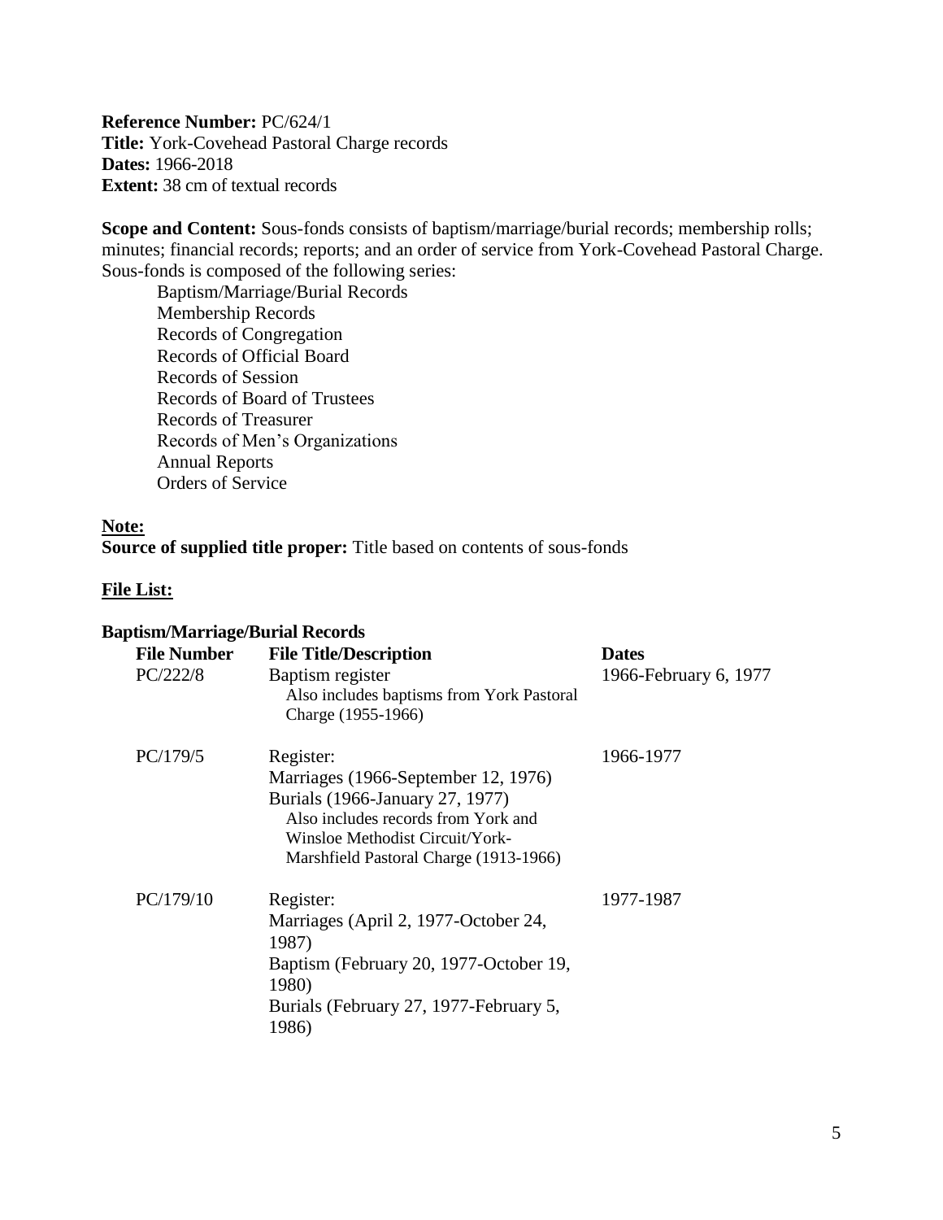**Reference Number:** PC/624/1
**Title:** York-Covehead Pastoral Charge records
**Dates:** 1966-2018
**Extent:** 38 cm of textual records

**Scope and Content:** Sous-fonds consists of baptism/marriage/burial records; membership rolls; minutes; financial records; reports; and an order of service from York-Covehead Pastoral Charge. Sous-fonds is composed of the following series:

- Baptism/Marriage/Burial Records
- Membership Records
- Records of Congregation
- Records of Official Board
- Records of Session
- Records of Board of Trustees
- Records of Treasurer
- Records of Men's Organizations
- Annual Reports
- Orders of Service

**Note:**
**Source of supplied title proper:** Title based on contents of sous-fonds

**File List:**

**Baptism/Marriage/Burial Records**

| File Number | File Title/Description | Dates |
|---|---|---|
| PC/222/8 | Baptism register<br>Also includes baptisms from York Pastoral Charge (1955-1966) | 1966-February 6, 1977 |
| PC/179/5 | Register:<br>Marriages (1966-September 12, 1976)<br>Burials (1966-January 27, 1977)<br>Also includes records from York and Winsloe Methodist Circuit/York-Marshfield Pastoral Charge (1913-1966) | 1966-1977 |
| PC/179/10 | Register:<br>Marriages (April 2, 1977-October 24, 1987)<br>Baptism (February 20, 1977-October 19, 1980)<br>Burials (February 27, 1977-February 5, 1986) | 1977-1987 |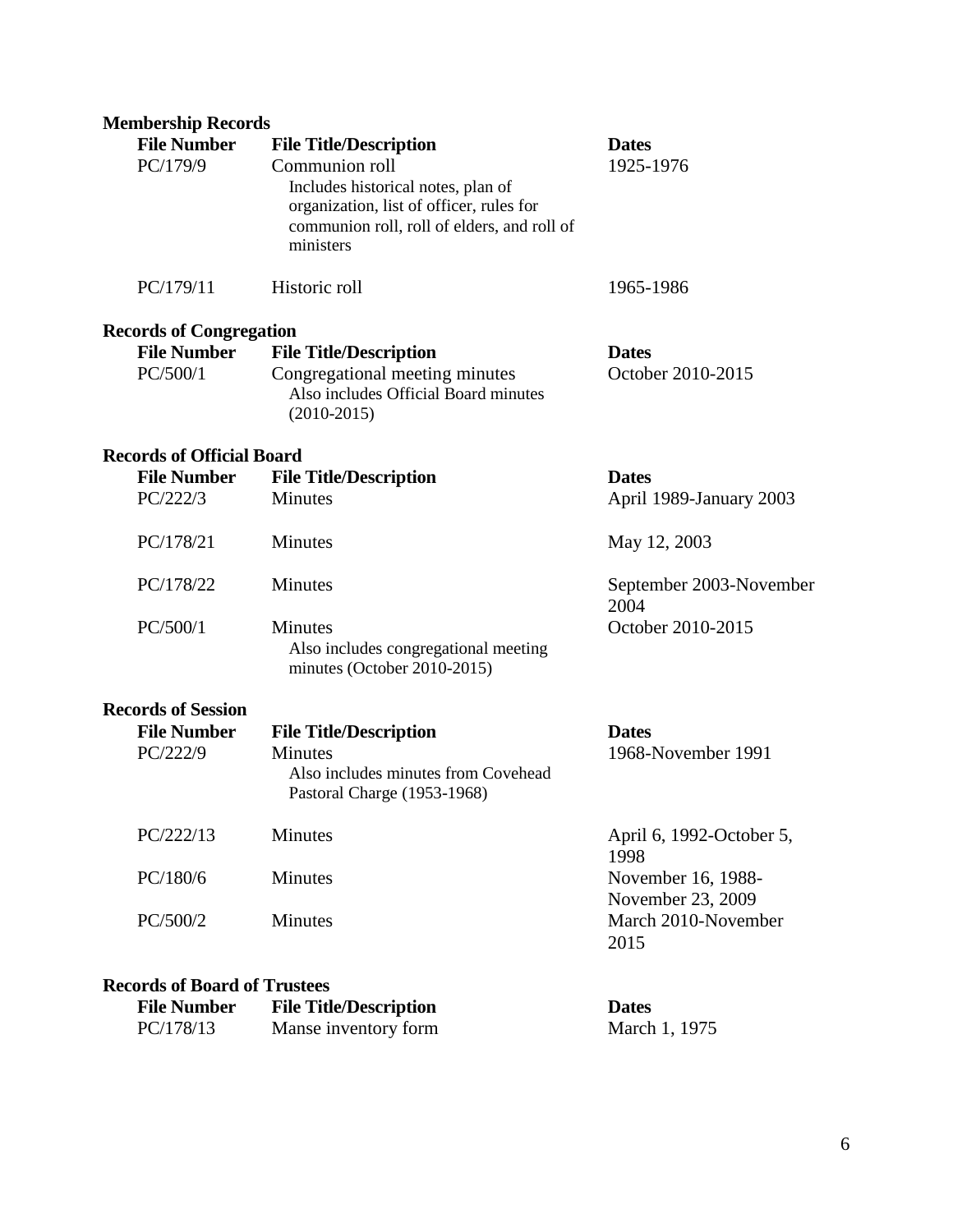**Membership Records**

| File Number | File Title/Description | Dates |
|---|---|---|
| PC/179/9 | Communion roll<br>Includes historical notes, plan of organization, list of officer, rules for communion roll, roll of elders, and roll of ministers | 1925-1976 |
| PC/179/11 | Historic roll | 1965-1986 |

**Records of Congregation**

| File Number | File Title/Description | Dates |
|---|---|---|
| PC/500/1 | Congregational meeting minutes<br>Also includes Official Board minutes (2010-2015) | October 2010-2015 |

**Records of Official Board**

| File Number | File Title/Description | Dates |
|---|---|---|
| PC/222/3 | Minutes | April 1989-January 2003 |
| PC/178/21 | Minutes | May 12, 2003 |
| PC/178/22 | Minutes | September 2003-November 2004 |
| PC/500/1 | Minutes<br>Also includes congregational meeting minutes (October 2010-2015) | October 2010-2015 |

**Records of Session**

| File Number | File Title/Description | Dates |
|---|---|---|
| PC/222/9 | Minutes<br>Also includes minutes from Covehead Pastoral Charge (1953-1968) | 1968-November 1991 |
| PC/222/13 | Minutes | April 6, 1992-October 5, 1998 |
| PC/180/6 | Minutes | November 16, 1988-November 23, 2009 |
| PC/500/2 | Minutes | March 2010-November 2015 |

**Records of Board of Trustees**

| File Number | File Title/Description | Dates |
|---|---|---|
| PC/178/13 | Manse inventory form | March 1, 1975 |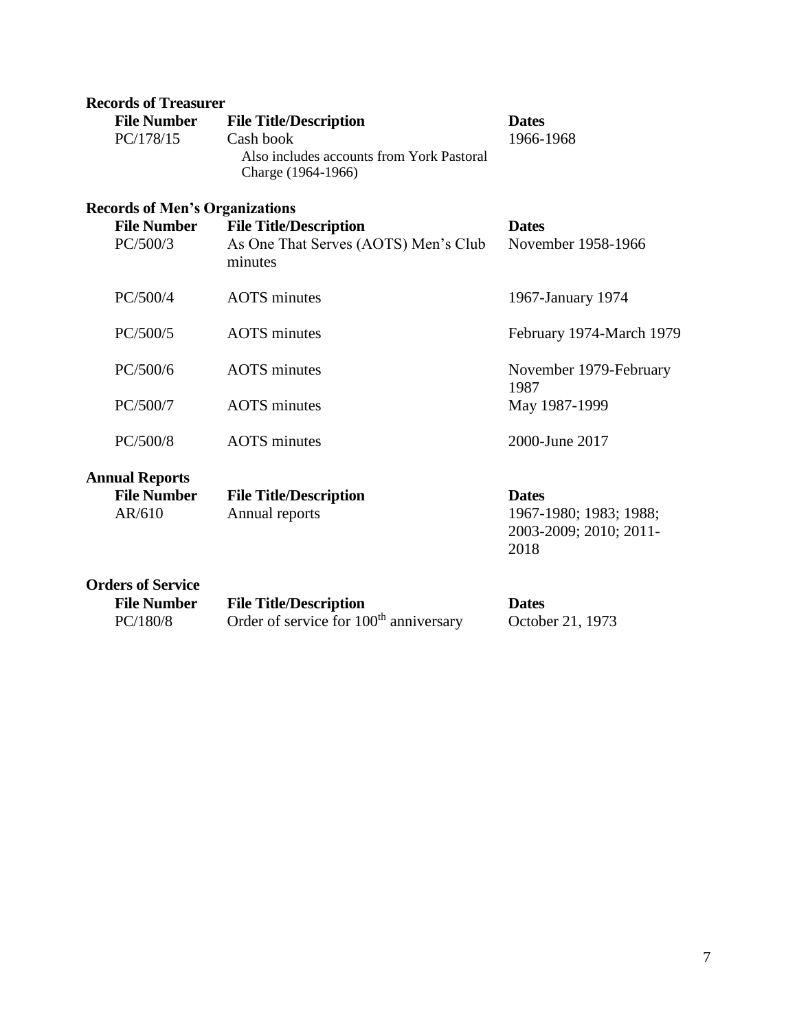**Records of Treasurer**

| File Number | File Title/Description | Dates |
|---|---|---|
| PC/178/15 | Cash book<br>Also includes accounts from York Pastoral Charge (1964-1966) | 1966-1968 |

**Records of Men's Organizations**

| File Number | File Title/Description | Dates |
|---|---|---|
| PC/500/3 | As One That Serves (AOTS) Men's Club minutes | November 1958-1966 |
| PC/500/4 | AOTS minutes | 1967-January 1974 |
| PC/500/5 | AOTS minutes | February 1974-March 1979 |
| PC/500/6 | AOTS minutes | November 1979-February 1987 |
| PC/500/7 | AOTS minutes | May 1987-1999 |
| PC/500/8 | AOTS minutes | 2000-June 2017 |

**Annual Reports**

| File Number | File Title/Description | Dates |
|---|---|---|
| AR/610 | Annual reports | 1967-1980; 1983; 1988; 2003-2009; 2010; 2011-2018 |

**Orders of Service**

| File Number | File Title/Description | Dates |
|---|---|---|
| PC/180/8 | Order of service for 100th anniversary | October 21, 1973 |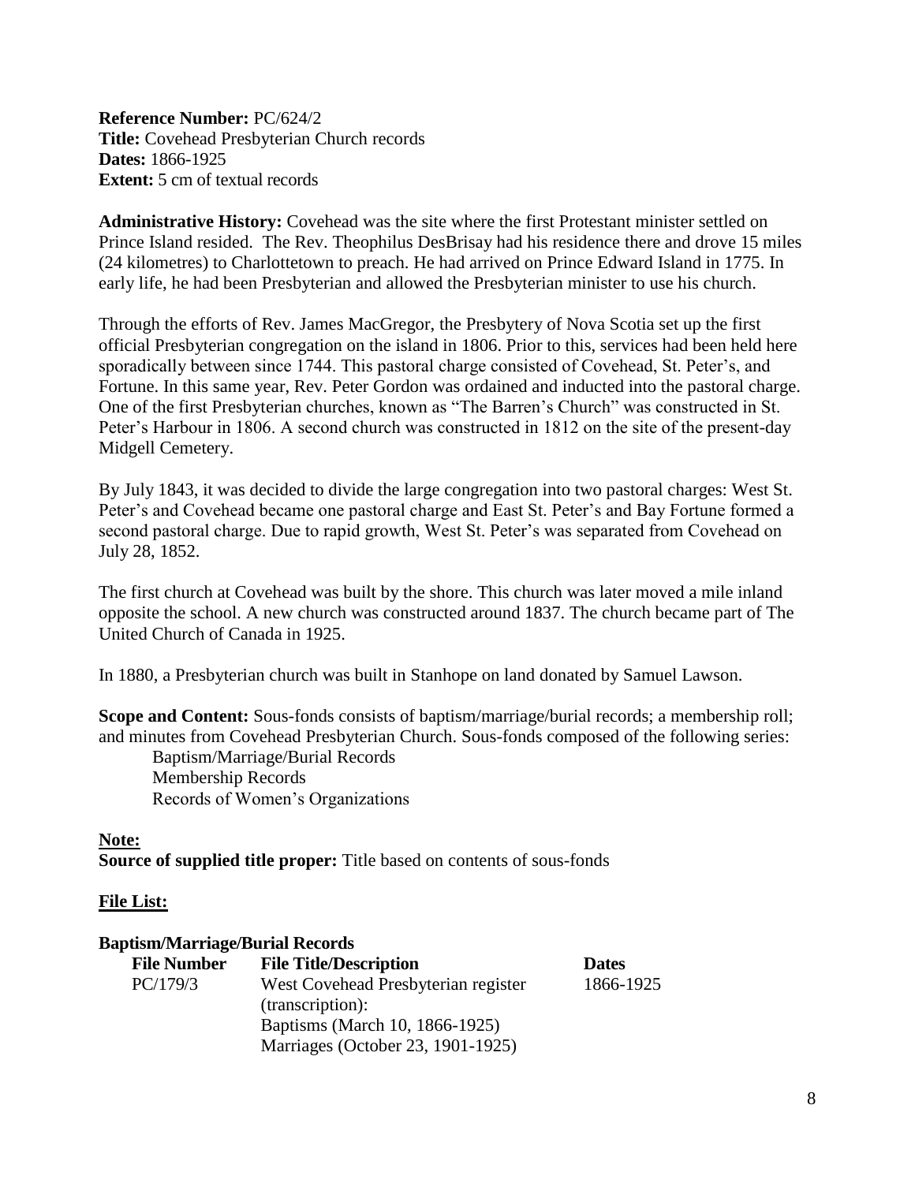**Reference Number:** PC/624/2
**Title:** Covehead Presbyterian Church records
**Dates:** 1866-1925
**Extent:** 5 cm of textual records

**Administrative History:** Covehead was the site where the first Protestant minister settled on Prince Island resided. The Rev. Theophilus DesBrisay had his residence there and drove 15 miles (24 kilometres) to Charlottetown to preach. He had arrived on Prince Edward Island in 1775. In early life, he had been Presbyterian and allowed the Presbyterian minister to use his church.

Through the efforts of Rev. James MacGregor, the Presbytery of Nova Scotia set up the first official Presbyterian congregation on the island in 1806. Prior to this, services had been held here sporadically between since 1744. This pastoral charge consisted of Covehead, St. Peter's, and Fortune. In this same year, Rev. Peter Gordon was ordained and inducted into the pastoral charge. One of the first Presbyterian churches, known as "The Barren's Church" was constructed in St. Peter's Harbour in 1806. A second church was constructed in 1812 on the site of the present-day Midgell Cemetery.

By July 1843, it was decided to divide the large congregation into two pastoral charges: West St. Peter's and Covehead became one pastoral charge and East St. Peter's and Bay Fortune formed a second pastoral charge. Due to rapid growth, West St. Peter's was separated from Covehead on July 28, 1852.

The first church at Covehead was built by the shore. This church was later moved a mile inland opposite the school. A new church was constructed around 1837. The church became part of The United Church of Canada in 1925.

In 1880, a Presbyterian church was built in Stanhope on land donated by Samuel Lawson.

**Scope and Content:** Sous-fonds consists of baptism/marriage/burial records; a membership roll; and minutes from Covehead Presbyterian Church. Sous-fonds composed of the following series:

- Baptism/Marriage/Burial Records
- Membership Records
- Records of Women's Organizations

**Note:**
**Source of supplied title proper:** Title based on contents of sous-fonds

**File List:**

**Baptism/Marriage/Burial Records**

| File Number | File Title/Description | Dates |
|---|---|---|
| PC/179/3 | West Covehead Presbyterian register (transcription): Baptisms (March 10, 1866-1925) Marriages (October 23, 1901-1925) | 1866-1925 |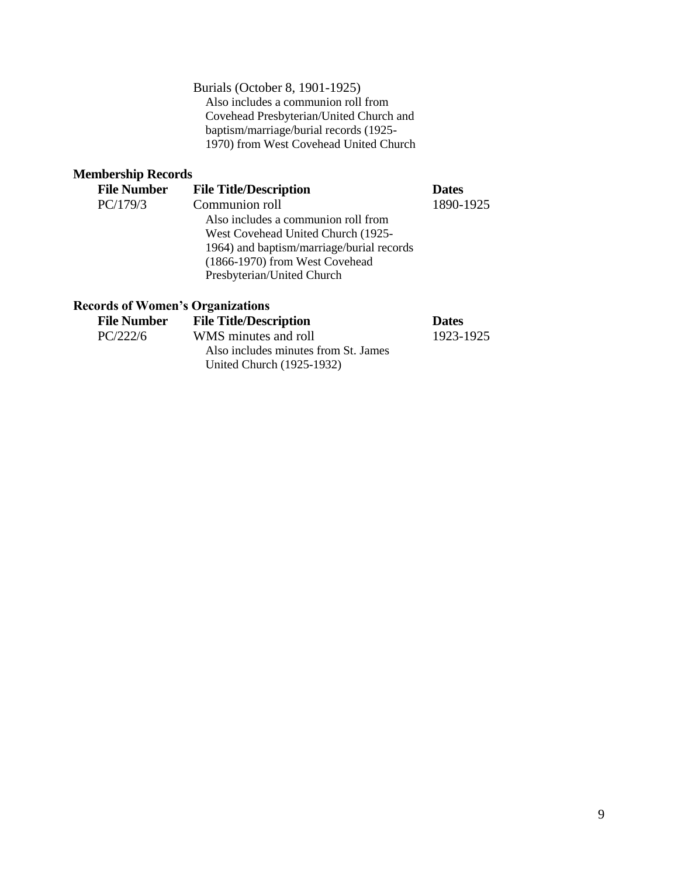Burials (October 8, 1901-1925)
Also includes a communion roll from Covehead Presbyterian/United Church and baptism/marriage/burial records (1925-1970) from West Covehead United Church

## Membership Records

| File Number | File Title/Description | Dates |
|---|---|---|
| PC/179/3 | Communion roll<br>Also includes a communion roll from West Covehead United Church (1925-1964) and baptism/marriage/burial records (1866-1970) from West Covehead Presbyterian/United Church | 1890-1925 |

## Records of Women's Organizations

| File Number | File Title/Description | Dates |
|---|---|---|
| PC/222/6 | WMS minutes and roll<br>Also includes minutes from St. James United Church (1925-1932) | 1923-1925 |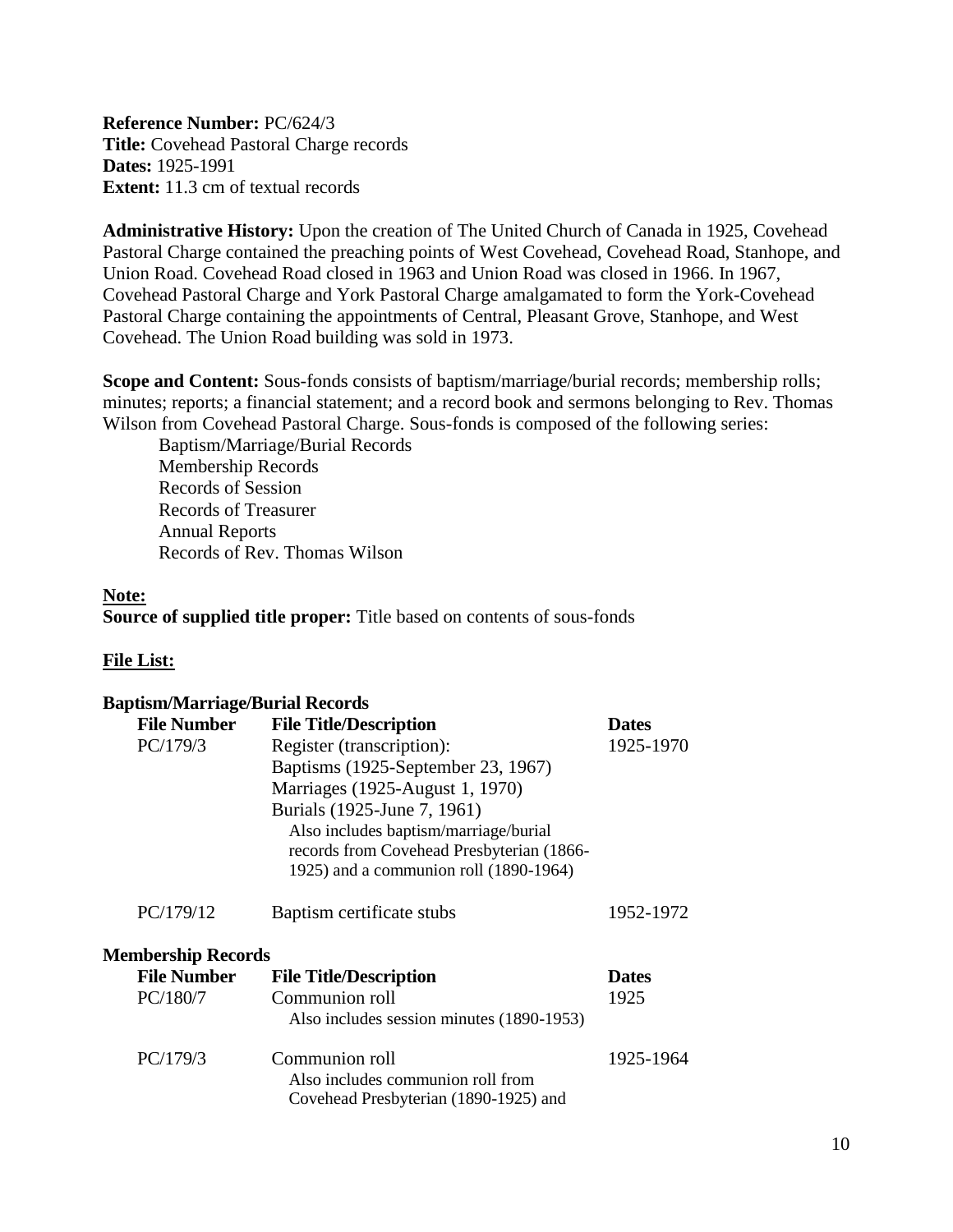**Reference Number:** PC/624/3
**Title:** Covehead Pastoral Charge records
**Dates:** 1925-1991
**Extent:** 11.3 cm of textual records

**Administrative History:** Upon the creation of The United Church of Canada in 1925, Covehead Pastoral Charge contained the preaching points of West Covehead, Covehead Road, Stanhope, and Union Road. Covehead Road closed in 1963 and Union Road was closed in 1966. In 1967, Covehead Pastoral Charge and York Pastoral Charge amalgamated to form the York-Covehead Pastoral Charge containing the appointments of Central, Pleasant Grove, Stanhope, and West Covehead. The Union Road building was sold in 1973.

**Scope and Content:** Sous-fonds consists of baptism/marriage/burial records; membership rolls; minutes; reports; a financial statement; and a record book and sermons belonging to Rev. Thomas Wilson from Covehead Pastoral Charge. Sous-fonds is composed of the following series:

- Baptism/Marriage/Burial Records
- Membership Records
- Records of Session
- Records of Treasurer
- Annual Reports
- Records of Rev. Thomas Wilson

**Note:**

**Source of supplied title proper:** Title based on contents of sous-fonds

**File List:**

**Baptism/Marriage/Burial Records**

| File Number | File Title/Description | Dates |
|---|---|---|
| PC/179/3 | Register (transcription):<br>Baptisms (1925-September 23, 1967)<br>Marriages (1925-August 1, 1970)<br>Burials (1925-June 7, 1961)<br>Also includes baptism/marriage/burial records from Covehead Presbyterian (1866-1925) and a communion roll (1890-1964) | 1925-1970 |
| PC/179/12 | Baptism certificate stubs | 1952-1972 |

**Membership Records**

| File Number | File Title/Description | Dates |
|---|---|---|
| PC/180/7 | Communion roll<br>Also includes session minutes (1890-1953) | 1925 |
| PC/179/3 | Communion roll<br>Also includes communion roll from Covehead Presbyterian (1890-1925) and | 1925-1964 |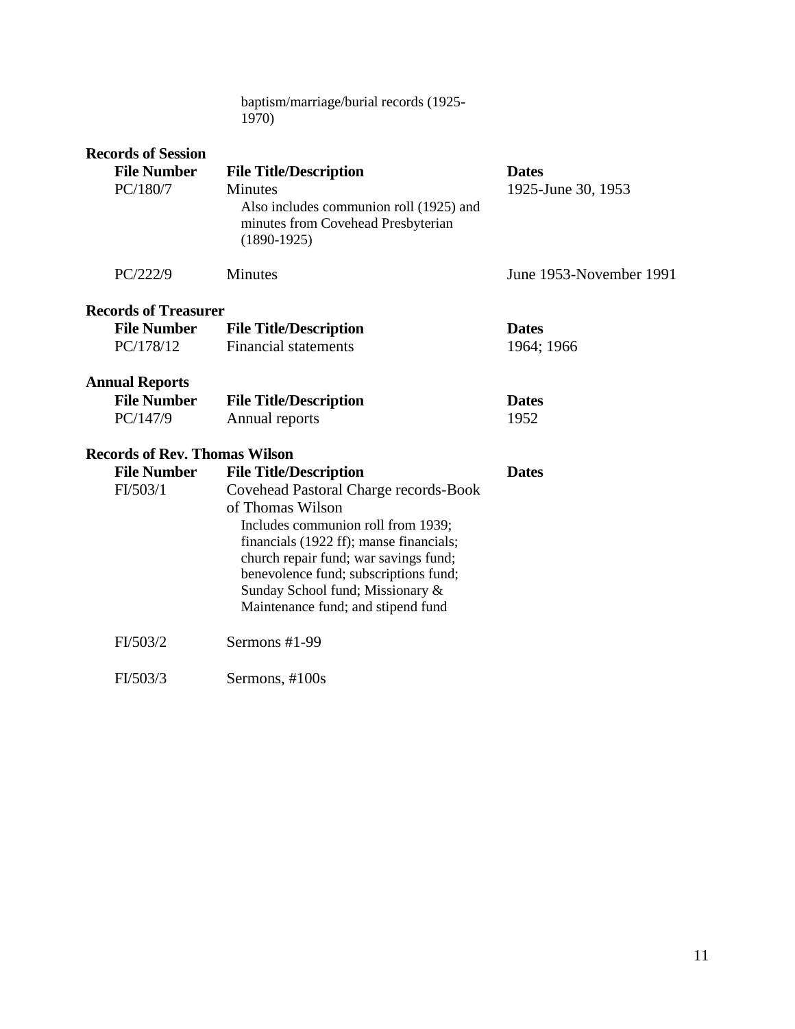baptism/marriage/burial records (1925-1970)

**Records of Session**

| File Number | File Title/Description | Dates |
|---|---|---|
| PC/180/7 | Minutes<br>Also includes communion roll (1925) and minutes from Covehead Presbyterian (1890-1925) | 1925-June 30, 1953 |
| PC/222/9 | Minutes | June 1953-November 1991 |

**Records of Treasurer**

| File Number | File Title/Description | Dates |
|---|---|---|
| PC/178/12 | Financial statements | 1964; 1966 |

**Annual Reports**

| File Number | File Title/Description | Dates |
|---|---|---|
| PC/147/9 | Annual reports | 1952 |

**Records of Rev. Thomas Wilson**

| File Number | File Title/Description | Dates |
|---|---|---|
| FI/503/1 | Covehead Pastoral Charge records-Book of Thomas Wilson<br>Includes communion roll from 1939; financials (1922 ff); manse financials; church repair fund; war savings fund; benevolence fund; subscriptions fund; Sunday School fund; Missionary & Maintenance fund; and stipend fund | |
| FI/503/2 | Sermons #1-99 | |
| FI/503/3 | Sermons, #100s | |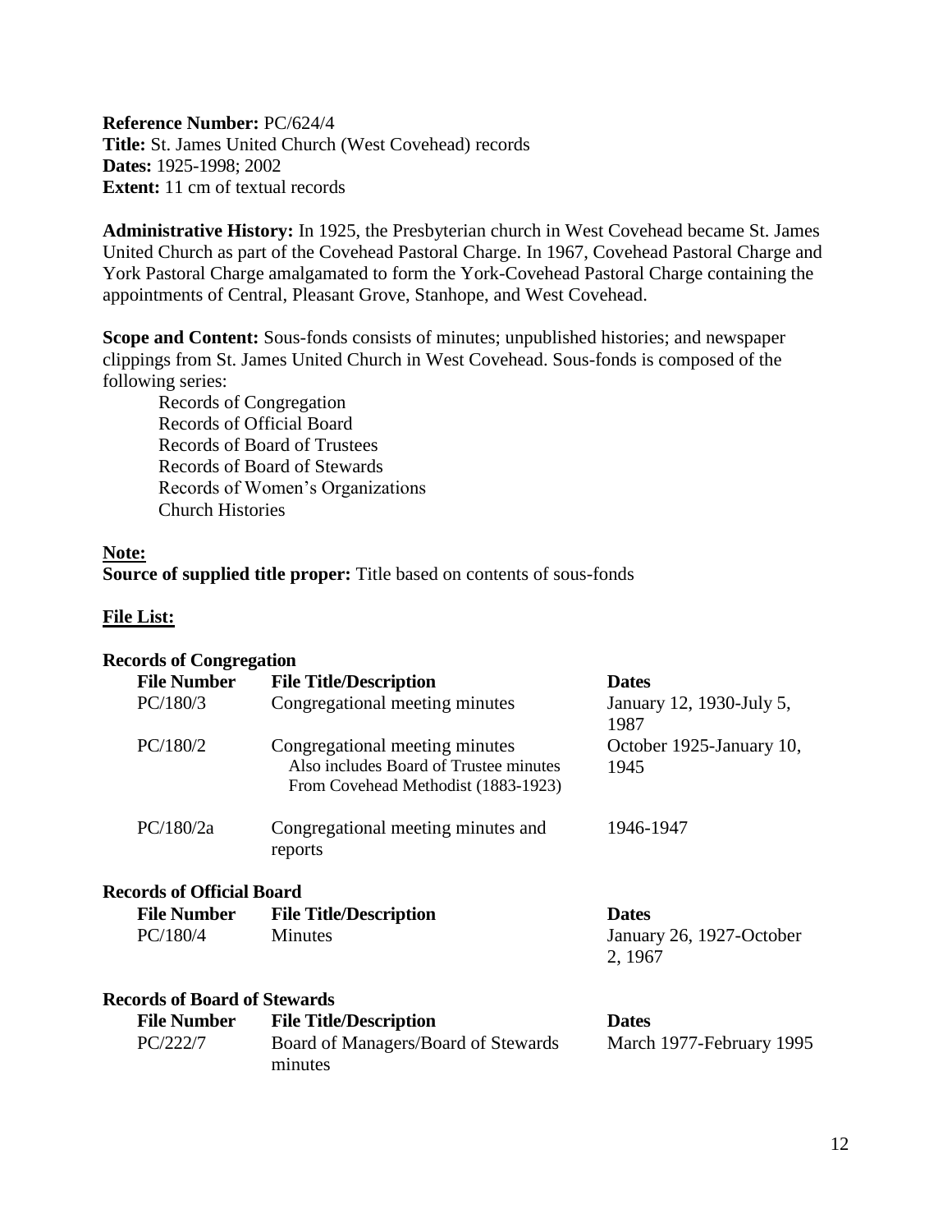**Reference Number:** PC/624/4
**Title:** St. James United Church (West Covehead) records
**Dates:** 1925-1998; 2002
**Extent:** 11 cm of textual records

**Administrative History:** In 1925, the Presbyterian church in West Covehead became St. James United Church as part of the Covehead Pastoral Charge. In 1967, Covehead Pastoral Charge and York Pastoral Charge amalgamated to form the York-Covehead Pastoral Charge containing the appointments of Central, Pleasant Grove, Stanhope, and West Covehead.

**Scope and Content:** Sous-fonds consists of minutes; unpublished histories; and newspaper clippings from St. James United Church in West Covehead. Sous-fonds is composed of the following series:

- Records of Congregation
- Records of Official Board
- Records of Board of Trustees
- Records of Board of Stewards
- Records of Women's Organizations
- Church Histories

**Note:**
**Source of supplied title proper:** Title based on contents of sous-fonds

**File List:**

**Records of Congregation**

| File Number | File Title/Description | Dates |
|---|---|---|
| PC/180/3 | Congregational meeting minutes | January 12, 1930-July 5, 1987 |
| PC/180/2 | Congregational meeting minutes<br>Also includes Board of Trustee minutes From Covehead Methodist (1883-1923) | October 1925-January 10, 1945 |
| PC/180/2a | Congregational meeting minutes and reports | 1946-1947 |

**Records of Official Board**

| File Number | File Title/Description | Dates |
|---|---|---|
| PC/180/4 | Minutes | January 26, 1927-October 2, 1967 |

**Records of Board of Stewards**

| File Number | File Title/Description | Dates |
|---|---|---|
| PC/222/7 | Board of Managers/Board of Stewards minutes | March 1977-February 1995 |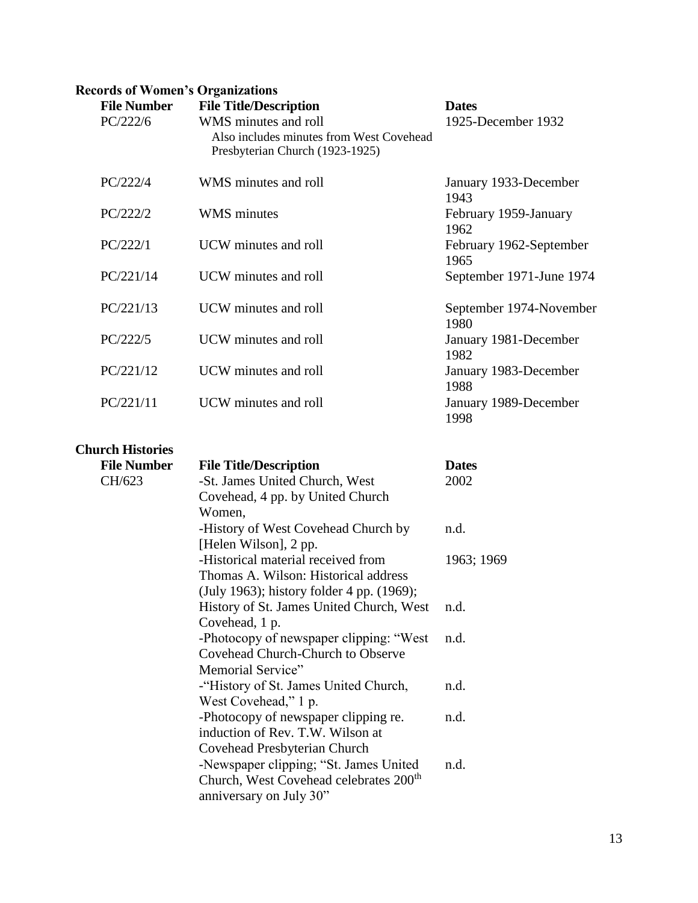## Records of Women's Organizations

| File Number | File Title/Description | Dates |
|---|---|---|
| PC/222/6 | WMS minutes and roll<br>Also includes minutes from West Covehead Presbyterian Church (1923-1925) | 1925-December 1932 |
| PC/222/4 | WMS minutes and roll | January 1933-December 1943 |
| PC/222/2 | WMS minutes | February 1959-January 1962 |
| PC/222/1 | UCW minutes and roll | February 1962-September 1965 |
| PC/221/14 | UCW minutes and roll | September 1971-June 1974 |
| PC/221/13 | UCW minutes and roll | September 1974-November 1980 |
| PC/222/5 | UCW minutes and roll | January 1981-December 1982 |
| PC/221/12 | UCW minutes and roll | January 1983-December 1988 |
| PC/221/11 | UCW minutes and roll | January 1989-December 1998 |

## Church Histories

| File Number | File Title/Description | Dates |
|---|---|---|
| CH/623 | -St. James United Church, West Covehead, 4 pp. by United Church Women, | 2002 |
| | -History of West Covehead Church by [Helen Wilson], 2 pp. | n.d. |
| | -Historical material received from Thomas A. Wilson: Historical address (July 1963); history folder 4 pp. (1969); | 1963; 1969 |
| | History of St. James United Church, West Covehead, 1 p. | n.d. |
| | -Photocopy of newspaper clipping: "West Covehead Church-Church to Observe Memorial Service" | n.d. |
| | -"History of St. James United Church, West Covehead," 1 p. | n.d. |
| | -Photocopy of newspaper clipping re. induction of Rev. T.W. Wilson at Covehead Presbyterian Church | n.d. |
| | -Newspaper clipping; "St. James United Church, West Covehead celebrates 200th anniversary on July 30" | n.d. |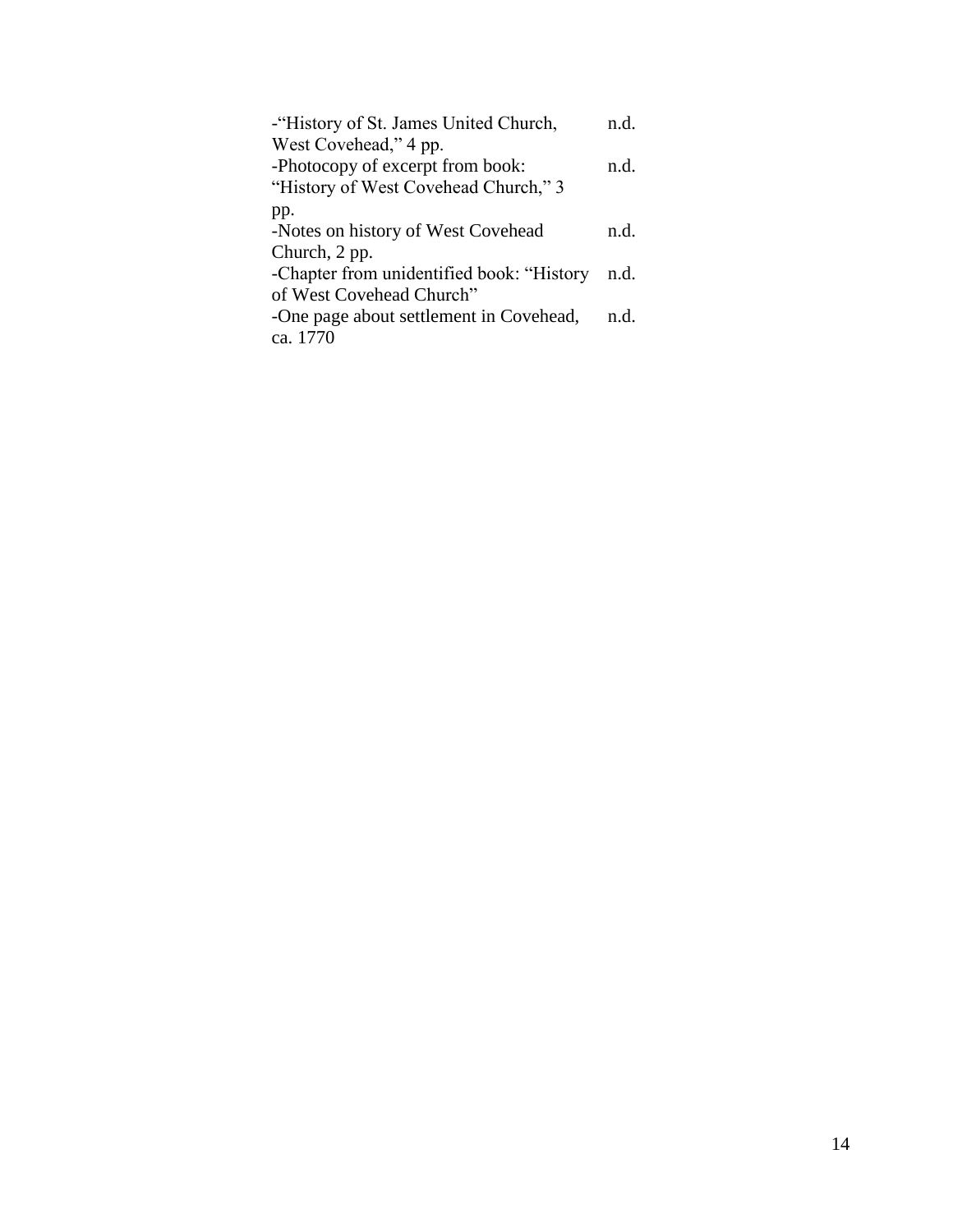| | |
|---|---|
| -"History of St. James United Church, West Covehead," 4 pp. | n.d. |
| -Photocopy of excerpt from book: "History of West Covehead Church," 3 pp. | n.d. |
| -Notes on history of West Covehead Church, 2 pp. | n.d. |
| -Chapter from unidentified book: "History of West Covehead Church" | n.d. |
| -One page about settlement in Covehead, ca. 1770 | n.d. |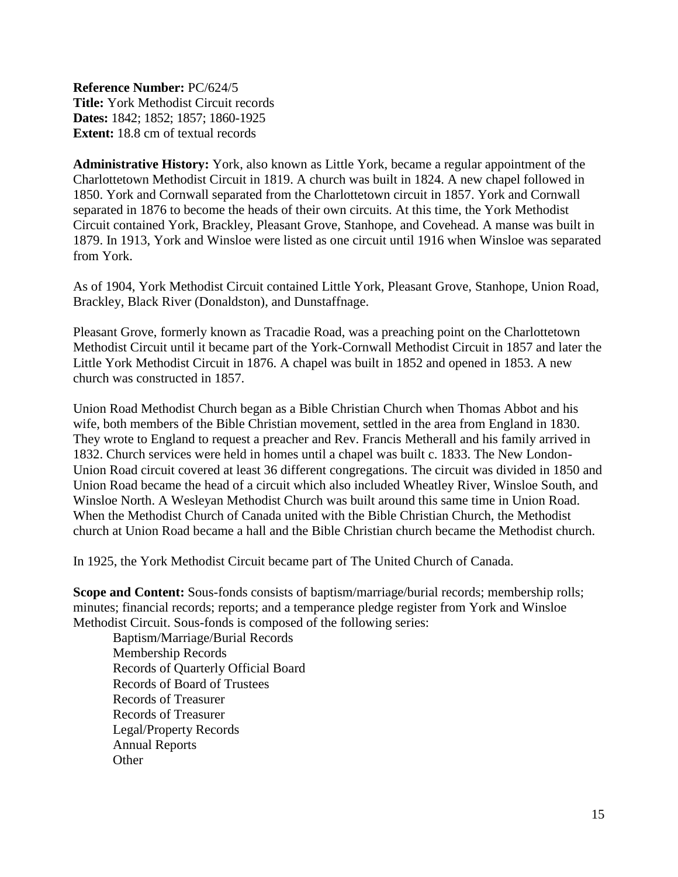**Reference Number:** PC/624/5
**Title:** York Methodist Circuit records
**Dates:** 1842; 1852; 1857; 1860-1925
**Extent:** 18.8 cm of textual records

**Administrative History:** York, also known as Little York, became a regular appointment of the Charlottetown Methodist Circuit in 1819. A church was built in 1824. A new chapel followed in 1850. York and Cornwall separated from the Charlottetown circuit in 1857. York and Cornwall separated in 1876 to become the heads of their own circuits. At this time, the York Methodist Circuit contained York, Brackley, Pleasant Grove, Stanhope, and Covehead. A manse was built in 1879. In 1913, York and Winsloe were listed as one circuit until 1916 when Winsloe was separated from York.

As of 1904, York Methodist Circuit contained Little York, Pleasant Grove, Stanhope, Union Road, Brackley, Black River (Donaldston), and Dunstaffnage.

Pleasant Grove, formerly known as Tracadie Road, was a preaching point on the Charlottetown Methodist Circuit until it became part of the York-Cornwall Methodist Circuit in 1857 and later the Little York Methodist Circuit in 1876. A chapel was built in 1852 and opened in 1853. A new church was constructed in 1857.

Union Road Methodist Church began as a Bible Christian Church when Thomas Abbot and his wife, both members of the Bible Christian movement, settled in the area from England in 1830. They wrote to England to request a preacher and Rev. Francis Metherall and his family arrived in 1832. Church services were held in homes until a chapel was built c. 1833. The New London-Union Road circuit covered at least 36 different congregations. The circuit was divided in 1850 and Union Road became the head of a circuit which also included Wheatley River, Winsloe South, and Winsloe North. A Wesleyan Methodist Church was built around this same time in Union Road. When the Methodist Church of Canada united with the Bible Christian Church, the Methodist church at Union Road became a hall and the Bible Christian church became the Methodist church.

In 1925, the York Methodist Circuit became part of The United Church of Canada.

**Scope and Content:** Sous-fonds consists of baptism/marriage/burial records; membership rolls; minutes; financial records; reports; and a temperance pledge register from York and Winsloe Methodist Circuit. Sous-fonds is composed of the following series:

- Baptism/Marriage/Burial Records
- Membership Records
- Records of Quarterly Official Board
- Records of Board of Trustees
- Records of Treasurer
- Records of Treasurer
- Legal/Property Records
- Annual Reports
- Other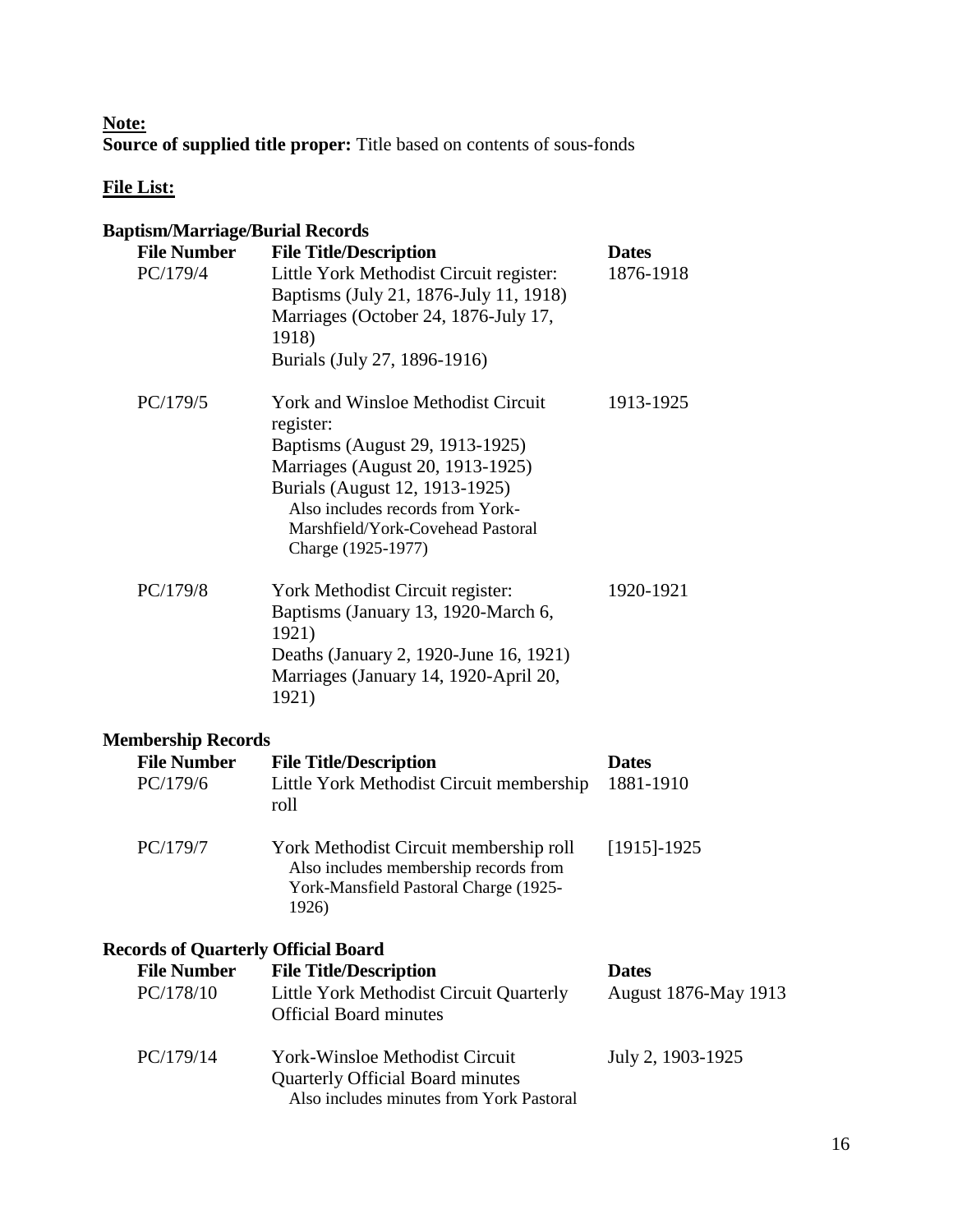**Note:**

**Source of supplied title proper:** Title based on contents of sous-fonds

**File List:**

**Baptism/Marriage/Burial Records**

| File Number | File Title/Description | Dates |
|---|---|---|
| PC/179/4 | Little York Methodist Circuit register: Baptisms (July 21, 1876-July 11, 1918) Marriages (October 24, 1876-July 17, 1918) Burials (July 27, 1896-1916) | 1876-1918 |
| PC/179/5 | York and Winsloe Methodist Circuit register: Baptisms (August 29, 1913-1925) Marriages (August 20, 1913-1925) Burials (August 12, 1913-1925) Also includes records from York-Marshfield/York-Covehead Pastoral Charge (1925-1977) | 1913-1925 |
| PC/179/8 | York Methodist Circuit register: Baptisms (January 13, 1920-March 6, 1921) Deaths (January 2, 1920-June 16, 1921) Marriages (January 14, 1920-April 20, 1921) | 1920-1921 |

**Membership Records**

| File Number | File Title/Description | Dates |
|---|---|---|
| PC/179/6 | Little York Methodist Circuit membership roll | 1881-1910 |
| PC/179/7 | York Methodist Circuit membership roll Also includes membership records from York-Mansfield Pastoral Charge (1925-1926) | [1915]-1925 |

**Records of Quarterly Official Board**

| File Number | File Title/Description | Dates |
|---|---|---|
| PC/178/10 | Little York Methodist Circuit Quarterly Official Board minutes | August 1876-May 1913 |
| PC/179/14 | York-Winsloe Methodist Circuit Quarterly Official Board minutes Also includes minutes from York Pastoral | July 2, 1903-1925 |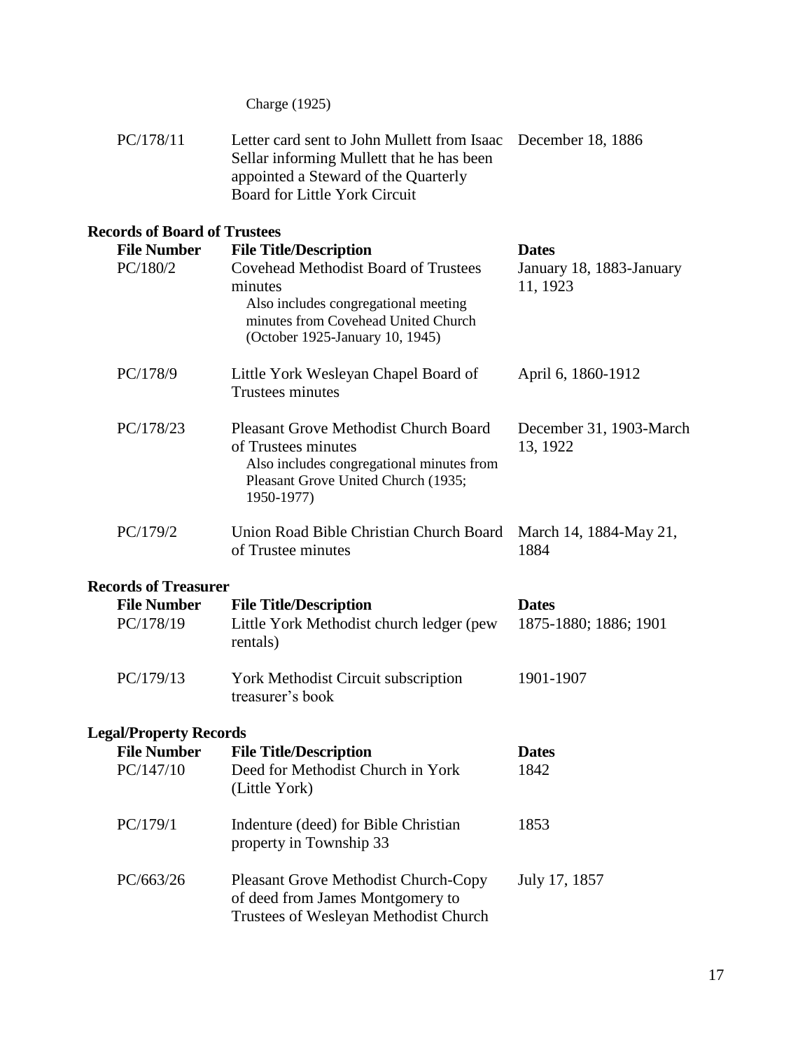| | | |
|---|---|---|
| | Charge (1925) | |
| PC/178/11 | Letter card sent to John Mullett from Isaac Sellar informing Mullett that he has been appointed a Steward of the Quarterly Board for Little York Circuit | December 18, 1886 |

### Records of Board of Trustees

| File Number | File Title/Description | Dates |
|---|---|---|
| PC/180/2 | Covehead Methodist Board of Trustees minutes<br>Also includes congregational meeting minutes from Covehead United Church (October 1925-January 10, 1945) | January 18, 1883-January 11, 1923 |
| PC/178/9 | Little York Wesleyan Chapel Board of Trustees minutes | April 6, 1860-1912 |
| PC/178/23 | Pleasant Grove Methodist Church Board of Trustees minutes<br>Also includes congregational minutes from Pleasant Grove United Church (1935; 1950-1977) | December 31, 1903-March 13, 1922 |
| PC/179/2 | Union Road Bible Christian Church Board of Trustee minutes | March 14, 1884-May 21, 1884 |

### Records of Treasurer

| File Number | File Title/Description | Dates |
|---|---|---|
| PC/178/19 | Little York Methodist church ledger (pew rentals) | 1875-1880; 1886; 1901 |
| PC/179/13 | York Methodist Circuit subscription treasurer's book | 1901-1907 |

### Legal/Property Records

| File Number | File Title/Description | Dates |
|---|---|---|
| PC/147/10 | Deed for Methodist Church in York (Little York) | 1842 |
| PC/179/1 | Indenture (deed) for Bible Christian property in Township 33 | 1853 |
| PC/663/26 | Pleasant Grove Methodist Church-Copy of deed from James Montgomery to Trustees of Wesleyan Methodist Church | July 17, 1857 |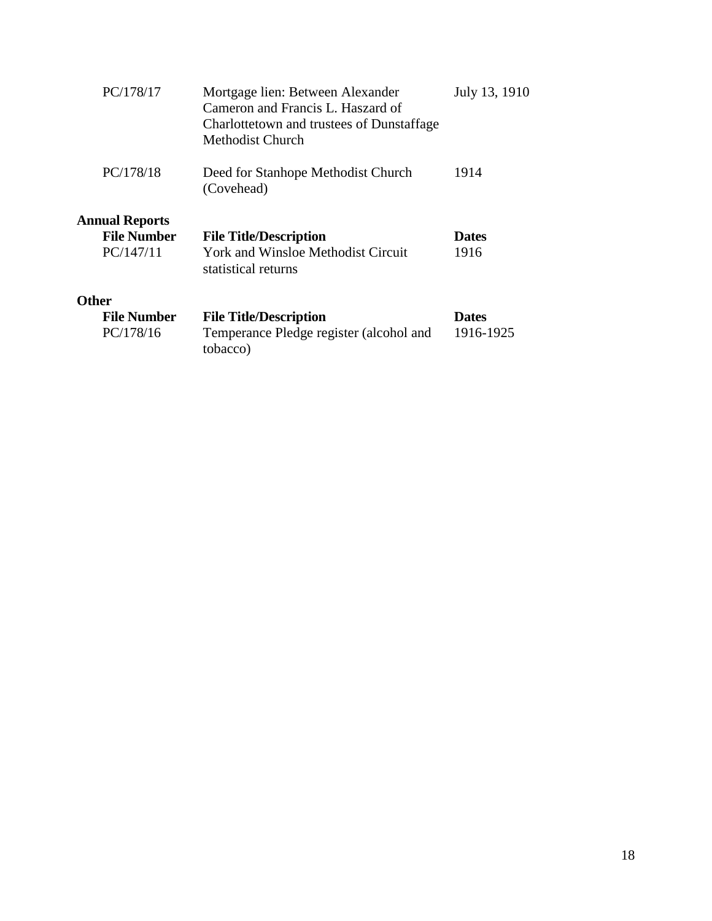| | | |
|---|---|---|
| PC/178/17 | Mortgage lien: Between Alexander Cameron and Francis L. Haszard of Charlottetown and trustees of Dunstaffage Methodist Church | July 13, 1910 |
| PC/178/18 | Deed for Stanhope Methodist Church (Covehead) | 1914 |

**Annual Reports**

| **File Number** | **File Title/Description** | **Dates** |
|---|---|---|
| PC/147/11 | York and Winsloe Methodist Circuit statistical returns | 1916 |

**Other**

| **File Number** | **File Title/Description** | **Dates** |
|---|---|---|
| PC/178/16 | Temperance Pledge register (alcohol and tobacco) | 1916-1925 |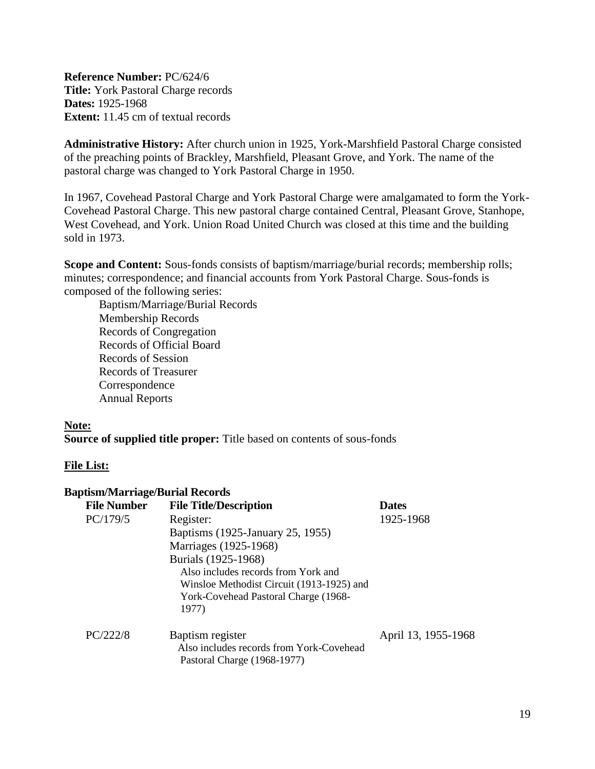**Reference Number:** PC/624/6
**Title:** York Pastoral Charge records
**Dates:** 1925-1968
**Extent:** 11.45 cm of textual records

**Administrative History:** After church union in 1925, York-Marshfield Pastoral Charge consisted of the preaching points of Brackley, Marshfield, Pleasant Grove, and York. The name of the pastoral charge was changed to York Pastoral Charge in 1950.

In 1967, Covehead Pastoral Charge and York Pastoral Charge were amalgamated to form the York-Covehead Pastoral Charge. This new pastoral charge contained Central, Pleasant Grove, Stanhope, West Covehead, and York. Union Road United Church was closed at this time and the building sold in 1973.

**Scope and Content:** Sous-fonds consists of baptism/marriage/burial records; membership rolls; minutes; correspondence; and financial accounts from York Pastoral Charge. Sous-fonds is composed of the following series:

- Baptism/Marriage/Burial Records
- Membership Records
- Records of Congregation
- Records of Official Board
- Records of Session
- Records of Treasurer
- Correspondence
- Annual Reports

**Note:**

**Source of supplied title proper:** Title based on contents of sous-fonds

**File List:**

**Baptism/Marriage/Burial Records**

| File Number | File Title/Description | Dates |
|---|---|---|
| PC/179/5 | Register:<br>Baptisms (1925-January 25, 1955)<br>Marriages (1925-1968)<br>Burials (1925-1968)<br>Also includes records from York and Winsloe Methodist Circuit (1913-1925) and York-Covehead Pastoral Charge (1968-1977) | 1925-1968 |
| PC/222/8 | Baptism register<br>Also includes records from York-Covehead Pastoral Charge (1968-1977) | April 13, 1955-1968 |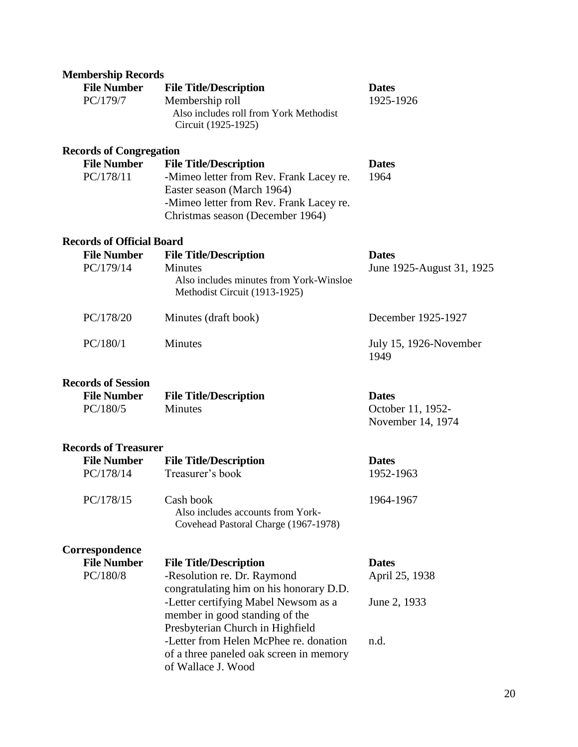### Membership Records

| File Number | File Title/Description | Dates |
| --- | --- | --- |
| PC/179/7 | Membership roll<br>Also includes roll from York Methodist Circuit (1925-1925) | 1925-1926 |

### Records of Congregation

| File Number | File Title/Description | Dates |
| --- | --- | --- |
| PC/178/11 | -Mimeo letter from Rev. Frank Lacey re. Easter season (March 1964)<br>-Mimeo letter from Rev. Frank Lacey re. Christmas season (December 1964) | 1964 |

### Records of Official Board

| File Number | File Title/Description | Dates |
| --- | --- | --- |
| PC/179/14 | Minutes<br>Also includes minutes from York-Winsloe Methodist Circuit (1913-1925) | June 1925-August 31, 1925 |
| PC/178/20 | Minutes (draft book) | December 1925-1927 |
| PC/180/1 | Minutes | July 15, 1926-November 1949 |

### Records of Session

| File Number | File Title/Description | Dates |
| --- | --- | --- |
| PC/180/5 | Minutes | October 11, 1952-November 14, 1974 |

### Records of Treasurer

| File Number | File Title/Description | Dates |
| --- | --- | --- |
| PC/178/14 | Treasurer's book | 1952-1963 |
| PC/178/15 | Cash book<br>Also includes accounts from York-Covehead Pastoral Charge (1967-1978) | 1964-1967 |

### Correspondence

| File Number | File Title/Description | Dates |
| --- | --- | --- |
| PC/180/8 | -Resolution re. Dr. Raymond congratulating him on his honorary D.D. | April 25, 1938 |
| | -Letter certifying Mabel Newsom as a member in good standing of the Presbyterian Church in Highfield | June 2, 1933 |
| | -Letter from Helen McPhee re. donation of a three paneled oak screen in memory of Wallace J. Wood | n.d. |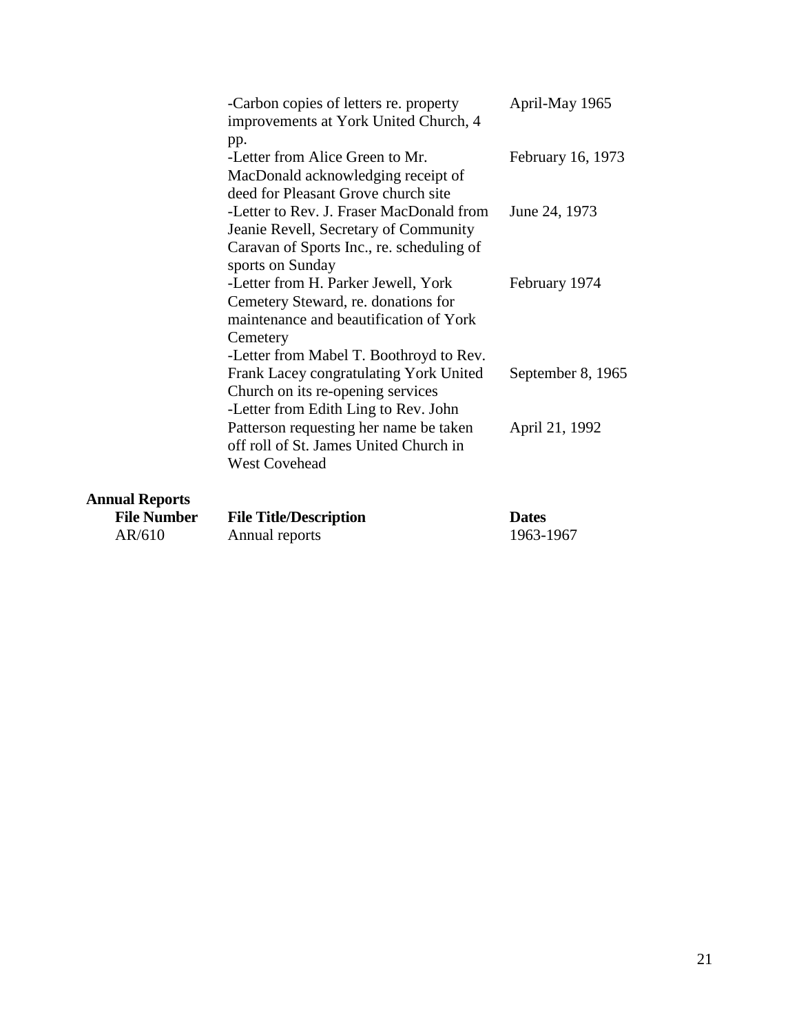| | | |
|---|---|---|
| | -Carbon copies of letters re. property improvements at York United Church, 4 pp. | April-May 1965 |
| | -Letter from Alice Green to Mr. MacDonald acknowledging receipt of deed for Pleasant Grove church site | February 16, 1973 |
| | -Letter to Rev. J. Fraser MacDonald from Jeanie Revell, Secretary of Community Caravan of Sports Inc., re. scheduling of sports on Sunday | June 24, 1973 |
| | -Letter from H. Parker Jewell, York Cemetery Steward, re. donations for maintenance and beautification of York Cemetery | February 1974 |
| | -Letter from Mabel T. Boothroyd to Rev. Frank Lacey congratulating York United Church on its re-opening services | September 8, 1965 |
| | -Letter from Edith Ling to Rev. John Patterson requesting her name be taken off roll of St. James United Church in West Covehead | April 21, 1992 |

**Annual Reports**

| File Number | File Title/Description | Dates |
|---|---|---|
| AR/610 | Annual reports | 1963-1967 |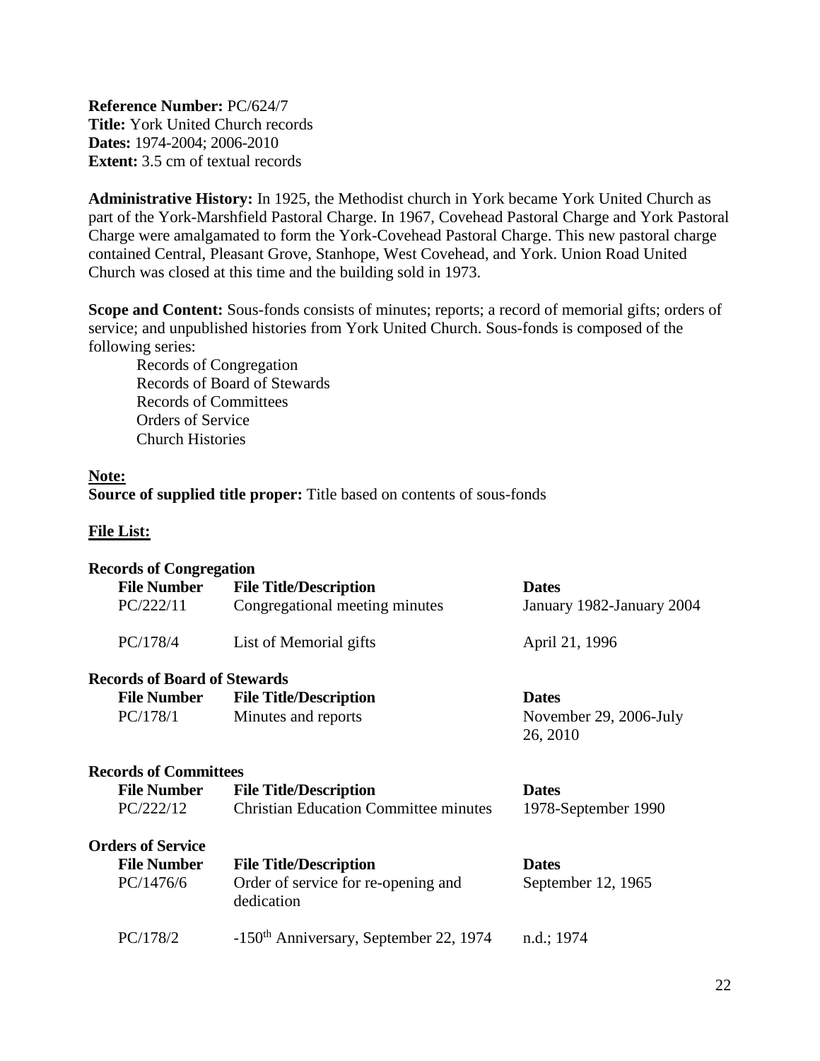**Reference Number:** PC/624/7
**Title:** York United Church records
**Dates:** 1974-2004; 2006-2010
**Extent:** 3.5 cm of textual records

**Administrative History:** In 1925, the Methodist church in York became York United Church as part of the York-Marshfield Pastoral Charge. In 1967, Covehead Pastoral Charge and York Pastoral Charge were amalgamated to form the York-Covehead Pastoral Charge. This new pastoral charge contained Central, Pleasant Grove, Stanhope, West Covehead, and York. Union Road United Church was closed at this time and the building sold in 1973.

**Scope and Content:** Sous-fonds consists of minutes; reports; a record of memorial gifts; orders of service; and unpublished histories from York United Church. Sous-fonds is composed of the following series:

- Records of Congregation
- Records of Board of Stewards
- Records of Committees
- Orders of Service
- Church Histories

**Note:**

**Source of supplied title proper:** Title based on contents of sous-fonds

**File List:**

**Records of Congregation**

| File Number | File Title/Description | Dates |
|---|---|---|
| PC/222/11 | Congregational meeting minutes | January 1982-January 2004 |
| PC/178/4 | List of Memorial gifts | April 21, 1996 |

**Records of Board of Stewards**

| File Number | File Title/Description | Dates |
|---|---|---|
| PC/178/1 | Minutes and reports | November 29, 2006-July 26, 2010 |

**Records of Committees**

| File Number | File Title/Description | Dates |
|---|---|---|
| PC/222/12 | Christian Education Committee minutes | 1978-September 1990 |

**Orders of Service**

| File Number | File Title/Description | Dates |
|---|---|---|
| PC/1476/6 | Order of service for re-opening and dedication | September 12, 1965 |
| PC/178/2 | -150th Anniversary, September 22, 1974 | n.d.; 1974 |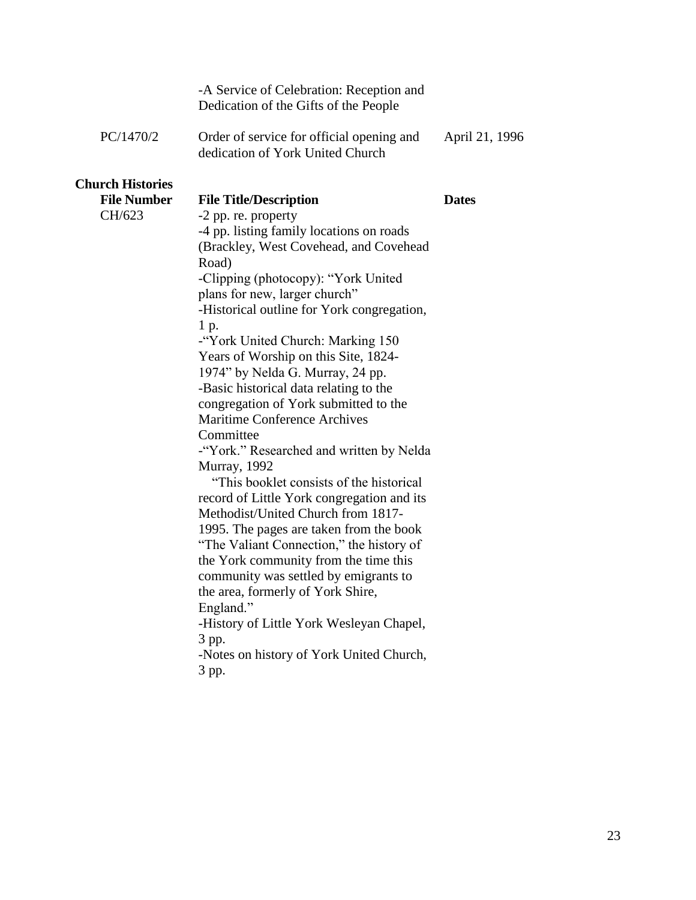| | | |
|---|---|---|
| | -A Service of Celebration: Reception and Dedication of the Gifts of the People | |
| PC/1470/2 | Order of service for official opening and dedication of York United Church | April 21, 1996 |

**Church Histories**

| File Number | File Title/Description | Dates |
|---|---|---|
| CH/623 | -2 pp. re. property<br>-4 pp. listing family locations on roads (Brackley, West Covehead, and Covehead Road)<br>-Clipping (photocopy): "York United plans for new, larger church"<br>-Historical outline for York congregation, 1 p.<br>-"York United Church: Marking 150 Years of Worship on this Site, 1824-1974" by Nelda G. Murray, 24 pp.<br>-Basic historical data relating to the congregation of York submitted to the Maritime Conference Archives Committee<br>-"York." Researched and written by Nelda Murray, 1992<br>"This booklet consists of the historical record of Little York congregation and its Methodist/United Church from 1817-1995. The pages are taken from the book "The Valiant Connection," the history of the York community from the time this community was settled by emigrants to the area, formerly of York Shire, England."<br>-History of Little York Wesleyan Chapel, 3 pp.<br>-Notes on history of York United Church, 3 pp. | |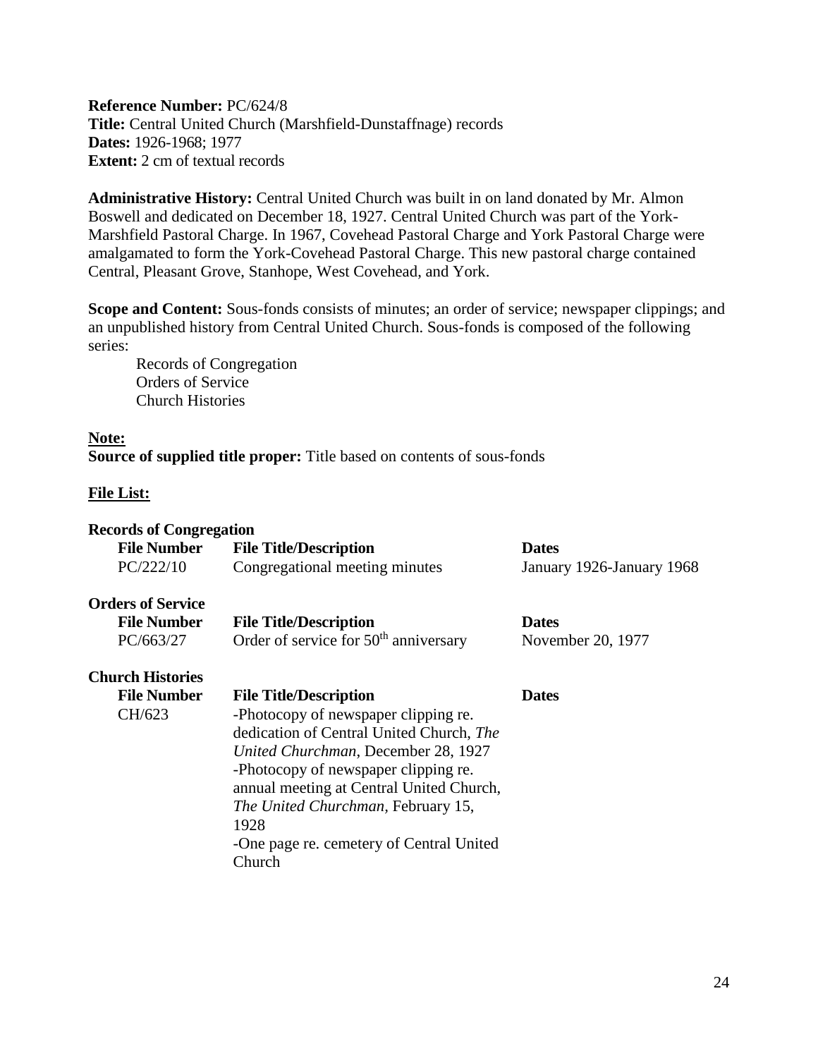**Reference Number:** PC/624/8
**Title:** Central United Church (Marshfield-Dunstaffnage) records
**Dates:** 1926-1968; 1977
**Extent:** 2 cm of textual records

**Administrative History:** Central United Church was built in on land donated by Mr. Almon Boswell and dedicated on December 18, 1927. Central United Church was part of the York-Marshfield Pastoral Charge. In 1967, Covehead Pastoral Charge and York Pastoral Charge were amalgamated to form the York-Covehead Pastoral Charge. This new pastoral charge contained Central, Pleasant Grove, Stanhope, West Covehead, and York.

**Scope and Content:** Sous-fonds consists of minutes; an order of service; newspaper clippings; and an unpublished history from Central United Church. Sous-fonds is composed of the following series:

- Records of Congregation
- Orders of Service
- Church Histories

**Note:**
**Source of supplied title proper:** Title based on contents of sous-fonds

**File List:**

**Records of Congregation**

| File Number | File Title/Description | Dates |
|---|---|---|
| PC/222/10 | Congregational meeting minutes | January 1926-January 1968 |

**Orders of Service**

| File Number | File Title/Description | Dates |
|---|---|---|
| PC/663/27 | Order of service for 50th anniversary | November 20, 1977 |

**Church Histories**

| File Number | File Title/Description | Dates |
|---|---|---|
| CH/623 | -Photocopy of newspaper clipping re. dedication of Central United Church, *The United Churchman*, December 28, 1927<br>-Photocopy of newspaper clipping re. annual meeting at Central United Church, *The United Churchman*, February 15, 1928<br>-One page re. cemetery of Central United Church | |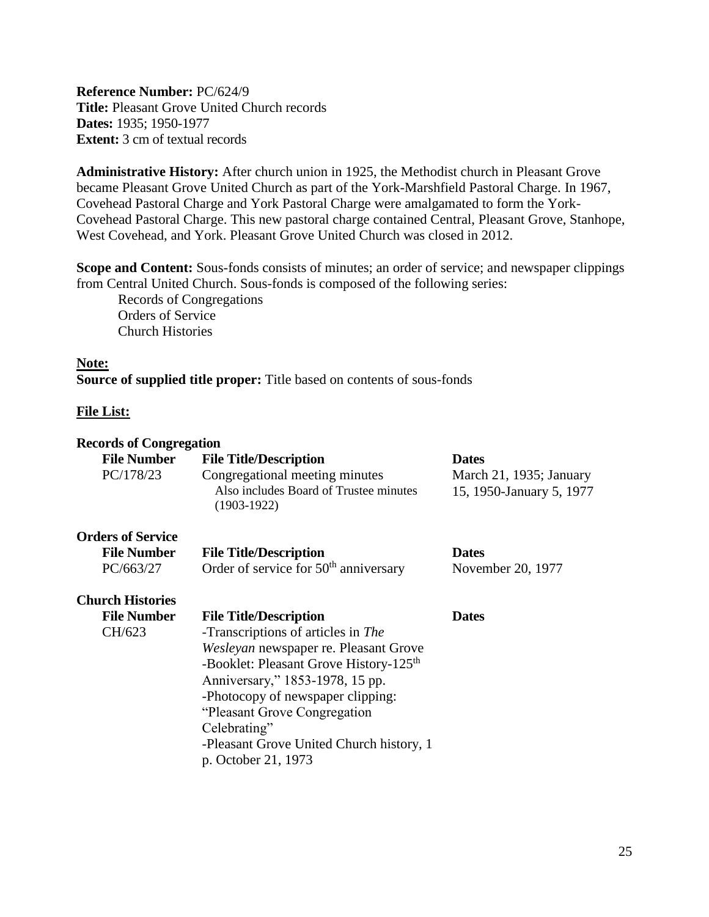**Reference Number:** PC/624/9
**Title:** Pleasant Grove United Church records
**Dates:** 1935; 1950-1977
**Extent:** 3 cm of textual records

**Administrative History:** After church union in 1925, the Methodist church in Pleasant Grove became Pleasant Grove United Church as part of the York-Marshfield Pastoral Charge. In 1967, Covehead Pastoral Charge and York Pastoral Charge were amalgamated to form the York-Covehead Pastoral Charge. This new pastoral charge contained Central, Pleasant Grove, Stanhope, West Covehead, and York. Pleasant Grove United Church was closed in 2012.

**Scope and Content:** Sous-fonds consists of minutes; an order of service; and newspaper clippings from Central United Church. Sous-fonds is composed of the following series:

- Records of Congregations
- Orders of Service
- Church Histories

**Note:**
**Source of supplied title proper:** Title based on contents of sous-fonds

**File List:**

**Records of Congregation**

| File Number | File Title/Description | Dates |
|---|---|---|
| PC/178/23 | Congregational meeting minutes<br>Also includes Board of Trustee minutes (1903-1922) | March 21, 1935; January 15, 1950-January 5, 1977 |

**Orders of Service**

| File Number | File Title/Description | Dates |
|---|---|---|
| PC/663/27 | Order of service for 50th anniversary | November 20, 1977 |

**Church Histories**

| File Number | File Title/Description | Dates |
|---|---|---|
| CH/623 | -Transcriptions of articles in *The Wesleyan* newspaper re. Pleasant Grove<br>-Booklet: Pleasant Grove History-125th Anniversary," 1853-1978, 15 pp.<br>-Photocopy of newspaper clipping: "Pleasant Grove Congregation Celebrating"<br>-Pleasant Grove United Church history, 1 p. October 21, 1973 | |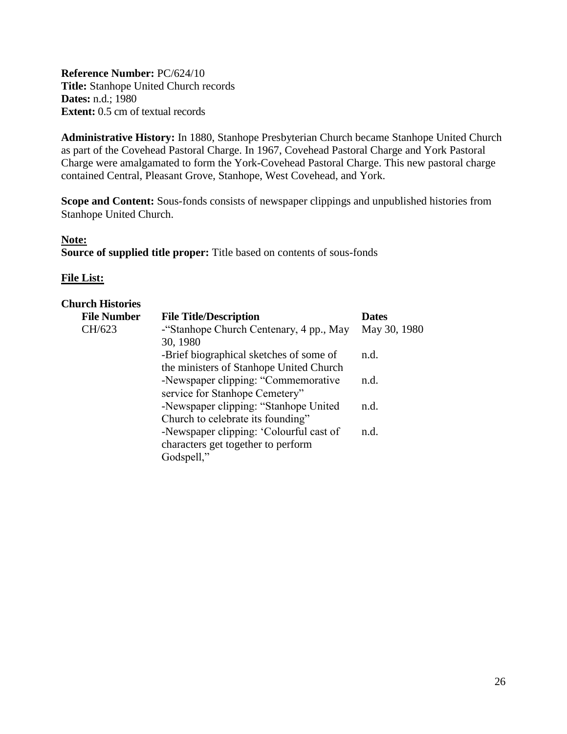**Reference Number:** PC/624/10
**Title:** Stanhope United Church records
**Dates:** n.d.; 1980
**Extent:** 0.5 cm of textual records

**Administrative History:** In 1880, Stanhope Presbyterian Church became Stanhope United Church as part of the Covehead Pastoral Charge. In 1967, Covehead Pastoral Charge and York Pastoral Charge were amalgamated to form the York-Covehead Pastoral Charge. This new pastoral charge contained Central, Pleasant Grove, Stanhope, West Covehead, and York.

**Scope and Content:** Sous-fonds consists of newspaper clippings and unpublished histories from Stanhope United Church.

**Note:**
**Source of supplied title proper:** Title based on contents of sous-fonds

**File List:**

**Church Histories**

| File Number | File Title/Description | Dates |
|---|---|---|
| CH/623 | -"Stanhope Church Centenary, 4 pp., May 30, 1980 | May 30, 1980 |
| | -Brief biographical sketches of some of the ministers of Stanhope United Church | n.d. |
| | -Newspaper clipping: "Commemorative service for Stanhope Cemetery" | n.d. |
| | -Newspaper clipping: "Stanhope United Church to celebrate its founding" | n.d. |
| | -Newspaper clipping: 'Colourful cast of characters get together to perform Godspell," | n.d. |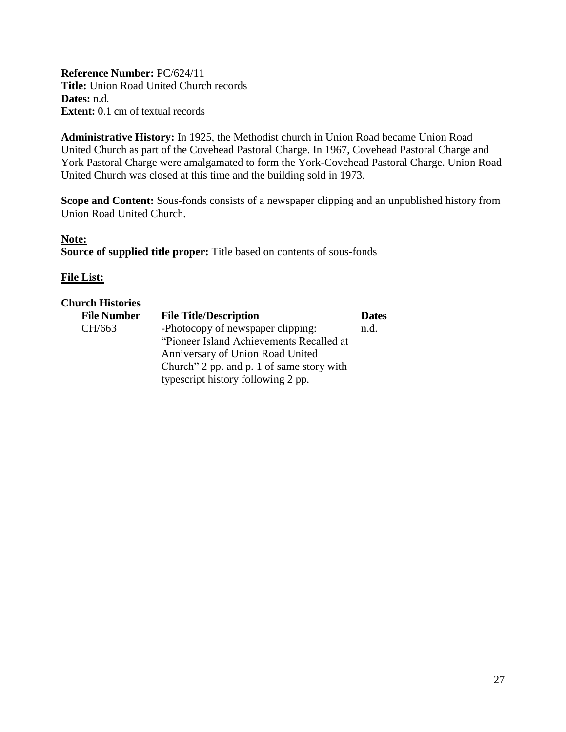**Reference Number:** PC/624/11
**Title:** Union Road United Church records
**Dates:** n.d.
**Extent:** 0.1 cm of textual records

**Administrative History:** In 1925, the Methodist church in Union Road became Union Road United Church as part of the Covehead Pastoral Charge. In 1967, Covehead Pastoral Charge and York Pastoral Charge were amalgamated to form the York-Covehead Pastoral Charge. Union Road United Church was closed at this time and the building sold in 1973.

**Scope and Content:** Sous-fonds consists of a newspaper clipping and an unpublished history from Union Road United Church.

**Note:**
**Source of supplied title proper:** Title based on contents of sous-fonds

**File List:**

**Church Histories**

| File Number | File Title/Description | Dates |
|---|---|---|
| CH/663 | -Photocopy of newspaper clipping: "Pioneer Island Achievements Recalled at Anniversary of Union Road United Church" 2 pp. and p. 1 of same story with typescript history following 2 pp. | n.d. |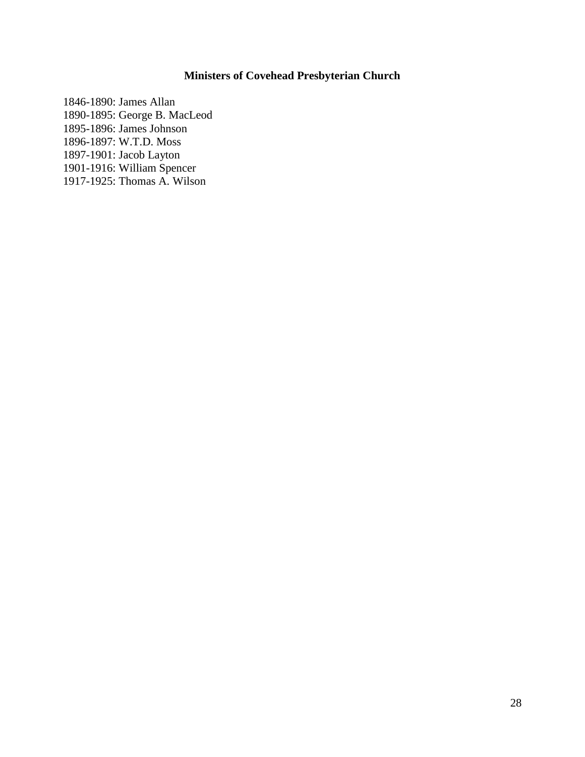## Ministers of Covehead Presbyterian Church

1846-1890: James Allan
1890-1895: George B. MacLeod
1895-1896: James Johnson
1896-1897: W.T.D. Moss
1897-1901: Jacob Layton
1901-1916: William Spencer
1917-1925: Thomas A. Wilson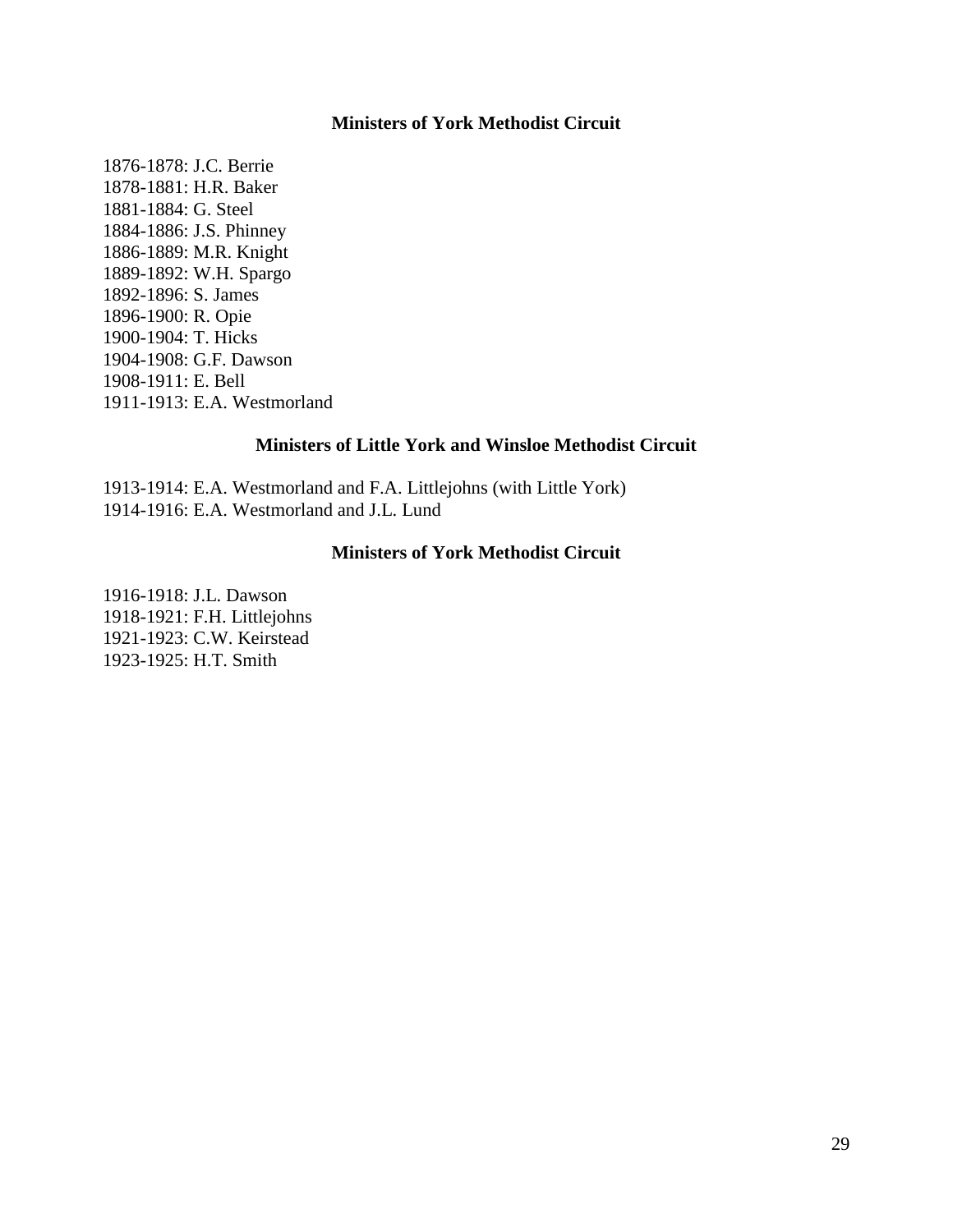## Ministers of York Methodist Circuit

1876-1878: J.C. Berrie
1878-1881: H.R. Baker
1881-1884: G. Steel
1884-1886: J.S. Phinney
1886-1889: M.R. Knight
1889-1892: W.H. Spargo
1892-1896: S. James
1896-1900: R. Opie
1900-1904: T. Hicks
1904-1908: G.F. Dawson
1908-1911: E. Bell
1911-1913: E.A. Westmorland

## Ministers of Little York and Winsloe Methodist Circuit

1913-1914: E.A. Westmorland and F.A. Littlejohns (with Little York)
1914-1916: E.A. Westmorland and J.L. Lund

## Ministers of York Methodist Circuit

1916-1918: J.L. Dawson
1918-1921: F.H. Littlejohns
1921-1923: C.W. Keirstead
1923-1925: H.T. Smith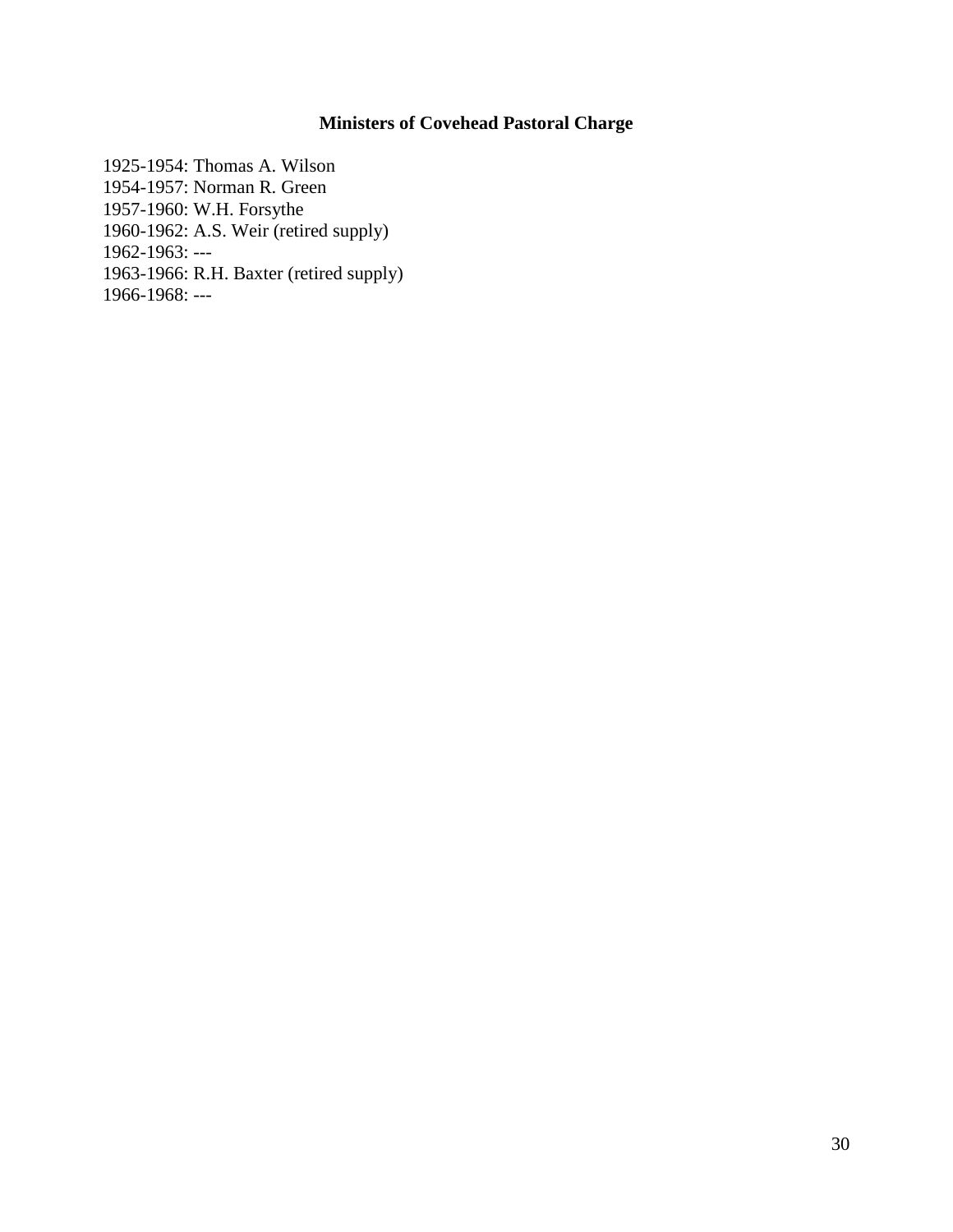## Ministers of Covehead Pastoral Charge

1925-1954: Thomas A. Wilson
1954-1957: Norman R. Green
1957-1960: W.H. Forsythe
1960-1962: A.S. Weir (retired supply)
1962-1963: ---
1963-1966: R.H. Baxter (retired supply)
1966-1968: ---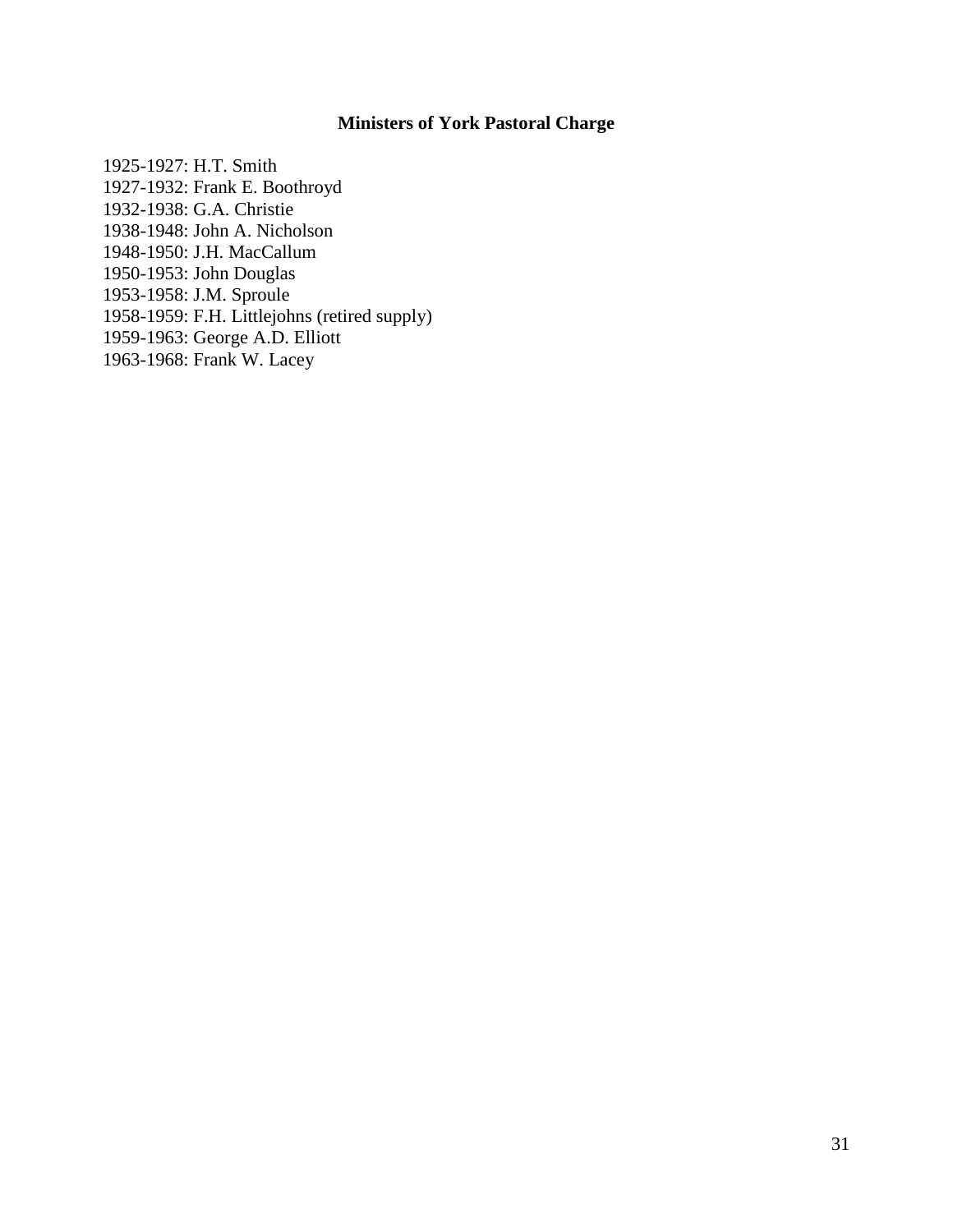### Ministers of York Pastoral Charge

1925-1927: H.T. Smith
1927-1932: Frank E. Boothroyd
1932-1938: G.A. Christie
1938-1948: John A. Nicholson
1948-1950: J.H. MacCallum
1950-1953: John Douglas
1953-1958: J.M. Sproule
1958-1959: F.H. Littlejohns (retired supply)
1959-1963: George A.D. Elliott
1963-1968: Frank W. Lacey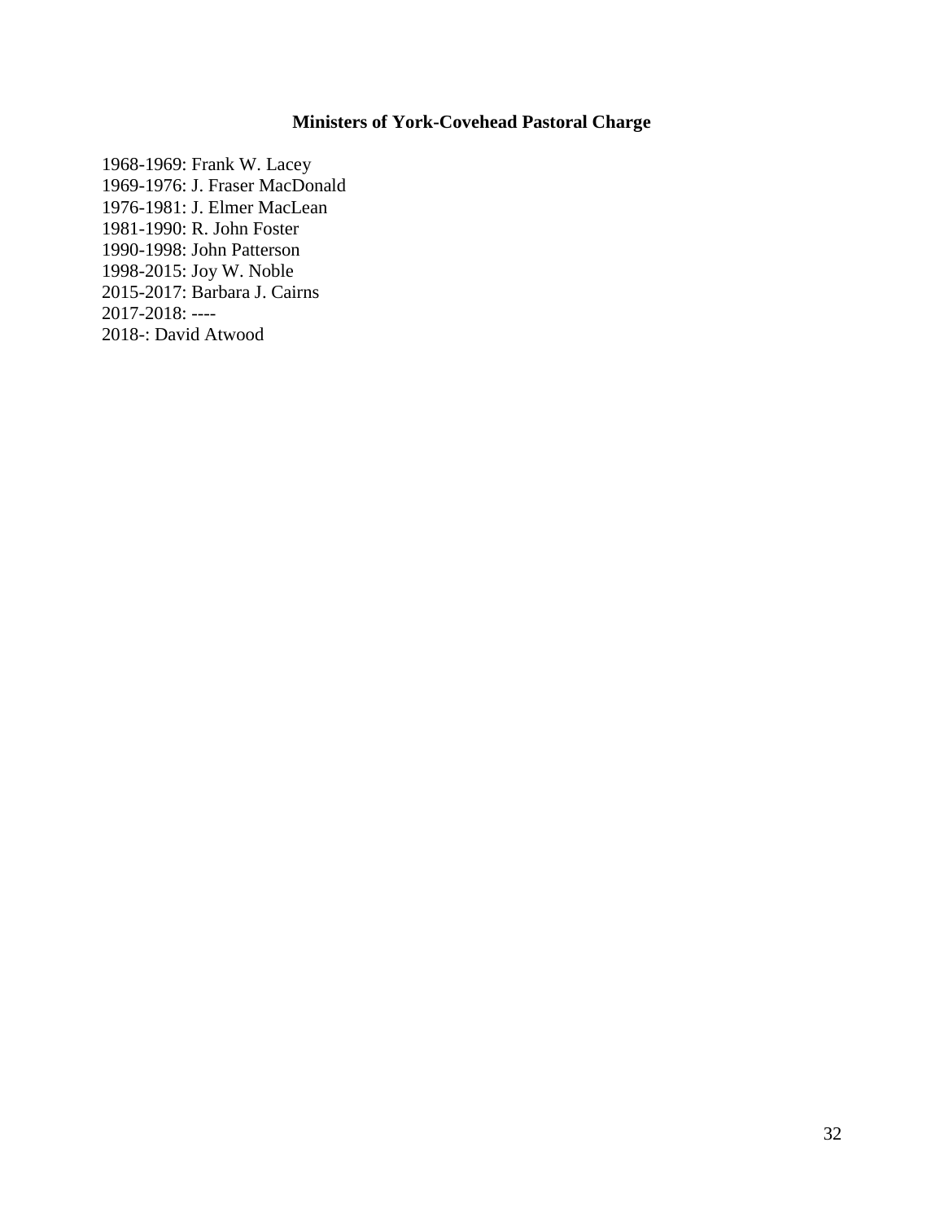## Ministers of York-Covehead Pastoral Charge

1968-1969: Frank W. Lacey
1969-1976: J. Fraser MacDonald
1976-1981: J. Elmer MacLean
1981-1990: R. John Foster
1990-1998: John Patterson
1998-2015: Joy W. Noble
2015-2017: Barbara J. Cairns
2017-2018: ----
2018-: David Atwood